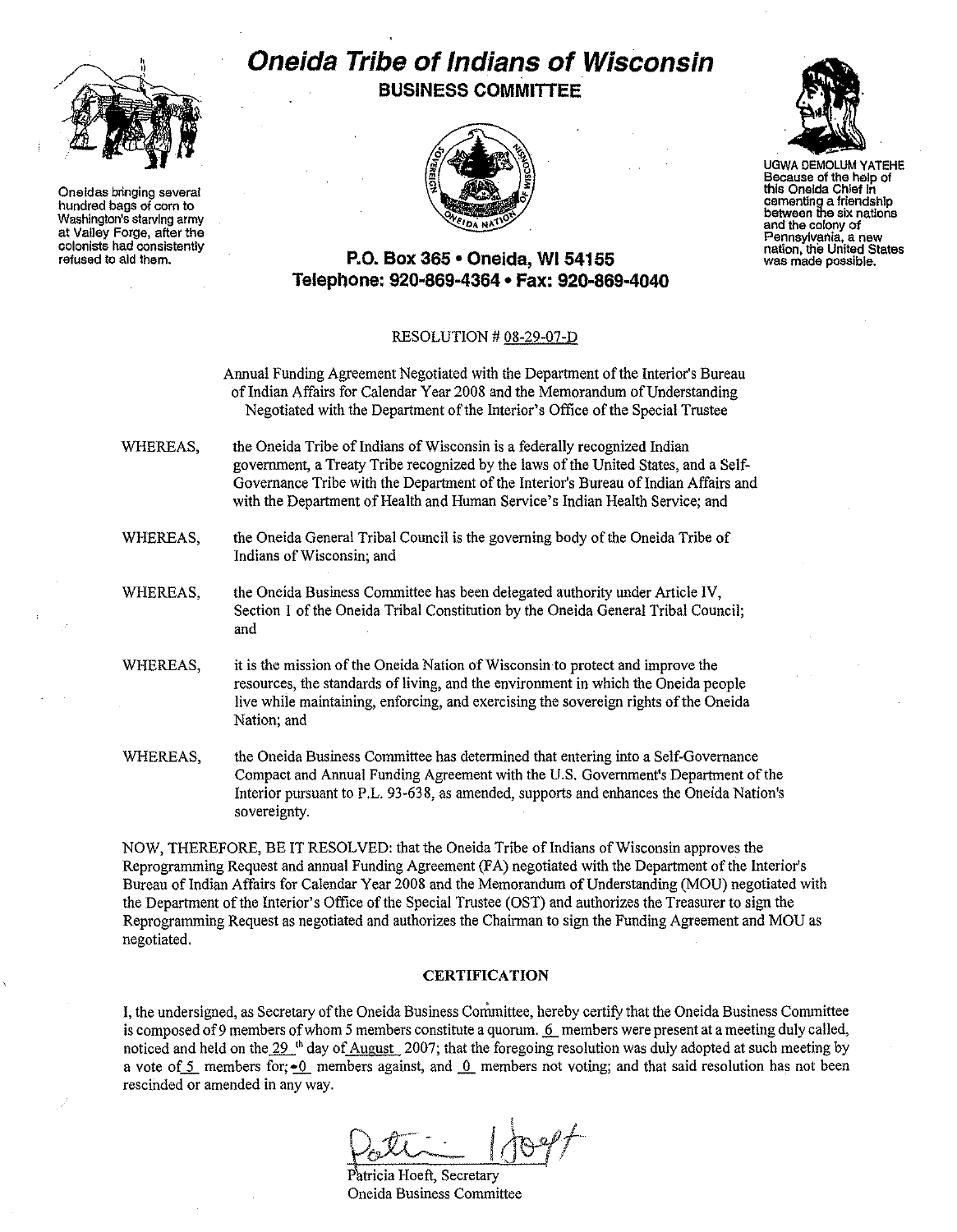# Oneida Tribe of Indians of Wisconsin

## BUSINESS COMMITTEE

Oneidas bringing several hundred bags of corn to Washington's starving army at Valley Forge, after the colonists had consistently refused to aid them.

UGWA DEMOLUM YATEHE
Because of the help of this Oneida Chief in cementing a friendship between the six nations and the colony of Pennsylvania, a new nation, the United States was made possible.

**P.O. Box 365 • Oneida, WI 54155**
**Telephone: 920-869-4364 • Fax: 920-869-4040**

RESOLUTION # 08-29-07-D

Annual Funding Agreement Negotiated with the Department of the Interior's Bureau of Indian Affairs for Calendar Year 2008 and the Memorandum of Understanding Negotiated with the Department of the Interior's Office of the Special Trustee

WHEREAS, the Oneida Tribe of Indians of Wisconsin is a federally recognized Indian government, a Treaty Tribe recognized by the laws of the United States, and a Self-Governance Tribe with the Department of the Interior's Bureau of Indian Affairs and with the Department of Health and Human Service's Indian Health Service; and

WHEREAS, the Oneida General Tribal Council is the governing body of the Oneida Tribe of Indians of Wisconsin; and

WHEREAS, the Oneida Business Committee has been delegated authority under Article IV, Section 1 of the Oneida Tribal Constitution by the Oneida General Tribal Council; and

WHEREAS, it is the mission of the Oneida Nation of Wisconsin to protect and improve the resources, the standards of living, and the environment in which the Oneida people live while maintaining, enforcing, and exercising the sovereign rights of the Oneida Nation; and

WHEREAS, the Oneida Business Committee has determined that entering into a Self-Governance Compact and Annual Funding Agreement with the U.S. Government's Department of the Interior pursuant to P.L. 93-638, as amended, supports and enhances the Oneida Nation's sovereignty.

NOW, THEREFORE, BE IT RESOLVED: that the Oneida Tribe of Indians of Wisconsin approves the Reprogramming Request and annual Funding Agreement (FA) negotiated with the Department of the Interior's Bureau of Indian Affairs for Calendar Year 2008 and the Memorandum of Understanding (MOU) negotiated with the Department of the Interior's Office of the Special Trustee (OST) and authorizes the Treasurer to sign the Reprogramming Request as negotiated and authorizes the Chairman to sign the Funding Agreement and MOU as negotiated.

**CERTIFICATION**

I, the undersigned, as Secretary of the Oneida Business Committee, hereby certify that the Oneida Business Committee is composed of 9 members of whom 5 members constitute a quorum. 6 members were present at a meeting duly called, noticed and held on the 29 th day of August 2007; that the foregoing resolution was duly adopted at such meeting by a vote of 5 members for; 0 members against, and 0 members not voting; and that said resolution has not been rescinded or amended in any way.

Patricia Hoeft, Secretary
Oneida Business Committee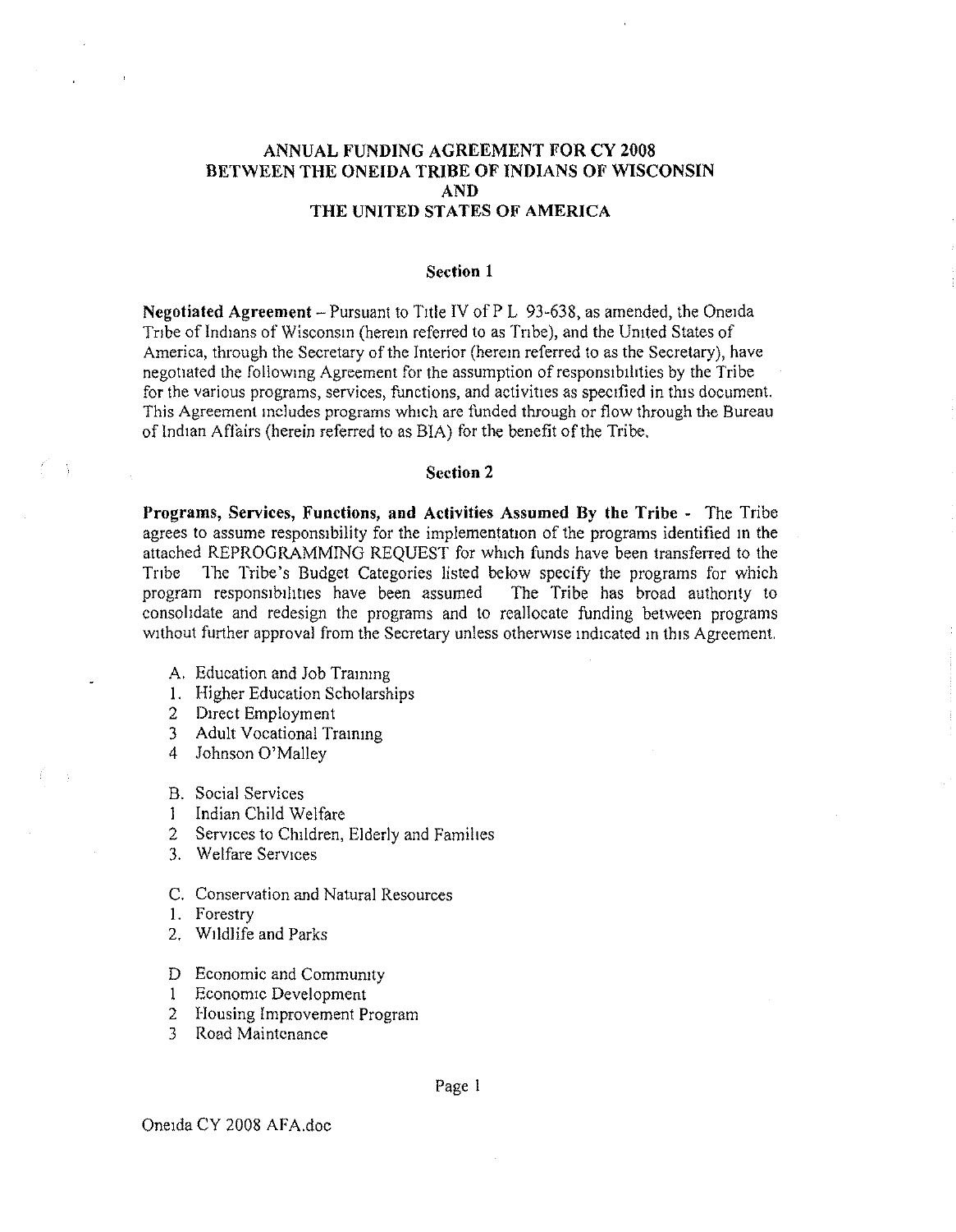# ANNUAL FUNDING AGREEMENT FOR CY 2008 BETWEEN THE ONEIDA TRIBE OF INDIANS OF WISCONSIN AND THE UNITED STATES OF AMERICA

## Section 1

**Negotiated Agreement** – Pursuant to Title IV of P L 93-638, as amended, the Oneida Tribe of Indians of Wisconsin (herein referred to as Tribe), and the United States of America, through the Secretary of the Interior (herein referred to as the Secretary), have negotiated the following Agreement for the assumption of responsibilities by the Tribe for the various programs, services, functions, and activities as specified in this document. This Agreement includes programs which are funded through or flow through the Bureau of Indian Affairs (herein referred to as BIA) for the benefit of the Tribe.

## Section 2

**Programs, Services, Functions, and Activities Assumed By the Tribe** - The Tribe agrees to assume responsibility for the implementation of the programs identified in the attached REPROGRAMMING REQUEST for which funds have been transferred to the Tribe The Tribe's Budget Categories listed below specify the programs for which program responsibilities have been assumed The Tribe has broad authority to consolidate and redesign the programs and to reallocate funding between programs without further approval from the Secretary unless otherwise indicated in this Agreement.

A. Education and Job Training
1. Higher Education Scholarships
2 Direct Employment
3 Adult Vocational Training
4 Johnson O'Malley

B. Social Services
1 Indian Child Welfare
2 Services to Children, Elderly and Families
3. Welfare Services

C. Conservation and Natural Resources
1. Forestry
2. Wildlife and Parks

D Economic and Community
1 Economic Development
2 Housing Improvement Program
3 Road Maintenance

Oneida CY 2008 AFA.doc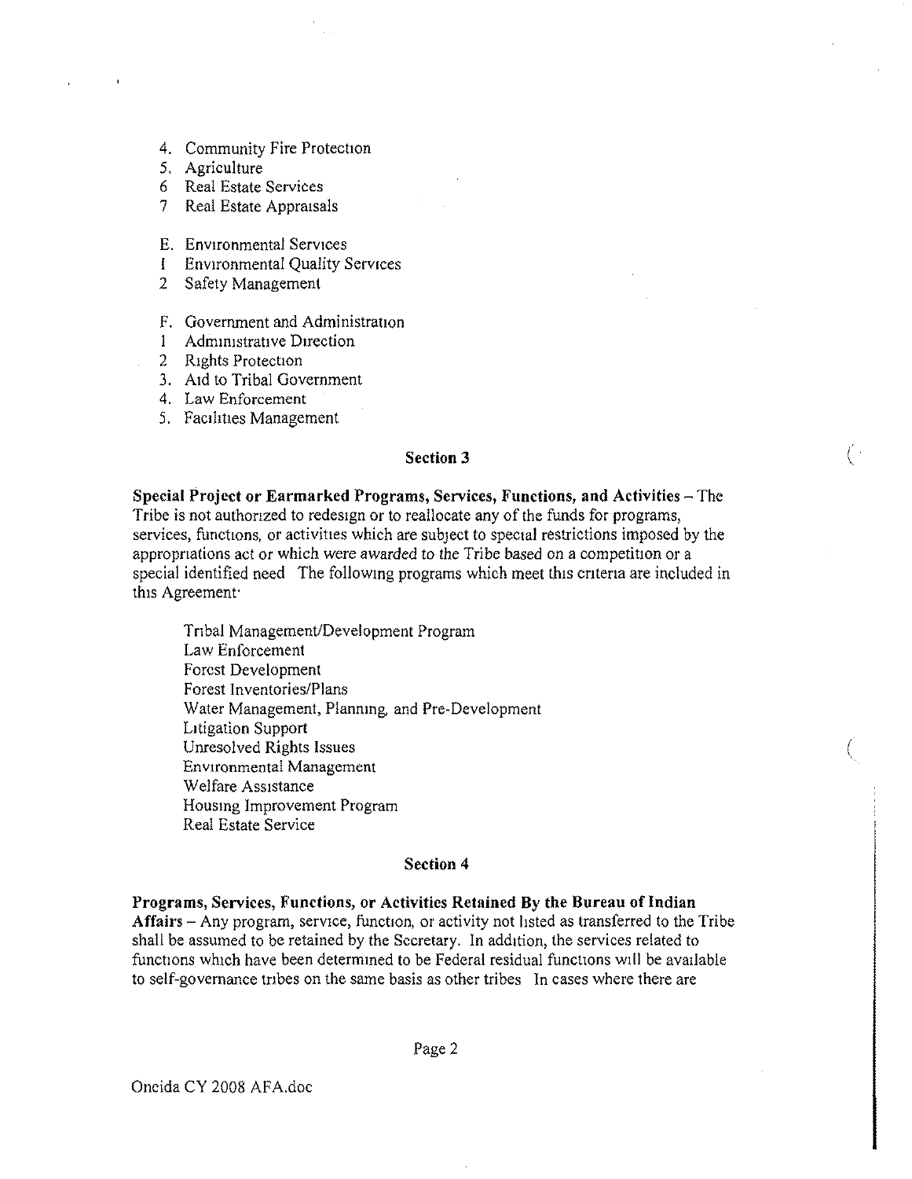4. Community Fire Protection
5. Agriculture
6. Real Estate Services
7. Real Estate Appraisals

E. Environmental Services
1. Environmental Quality Services
2. Safety Management

F. Government and Administration
1. Administrative Direction
2. Rights Protection
3. Aid to Tribal Government
4. Law Enforcement
5. Facilities Management

## Section 3

**Special Project or Earmarked Programs, Services, Functions, and Activities** – The Tribe is not authorized to redesign or to reallocate any of the funds for programs, services, functions, or activities which are subject to special restrictions imposed by the appropriations act or which were awarded to the Tribe based on a competition or a special identified need. The following programs which meet this criteria are included in this Agreement:

Tribal Management/Development Program
Law Enforcement
Forest Development
Forest Inventories/Plans
Water Management, Planning, and Pre-Development
Litigation Support
Unresolved Rights Issues
Environmental Management
Welfare Assistance
Housing Improvement Program
Real Estate Service

## Section 4

**Programs, Services, Functions, or Activities Retained By the Bureau of Indian Affairs** – Any program, service, function, or activity not listed as transferred to the Tribe shall be assumed to be retained by the Secretary. In addition, the services related to functions which have been determined to be Federal residual functions will be available to self-governance tribes on the same basis as other tribes. In cases where there are

Oneida CY 2008 AFA.doc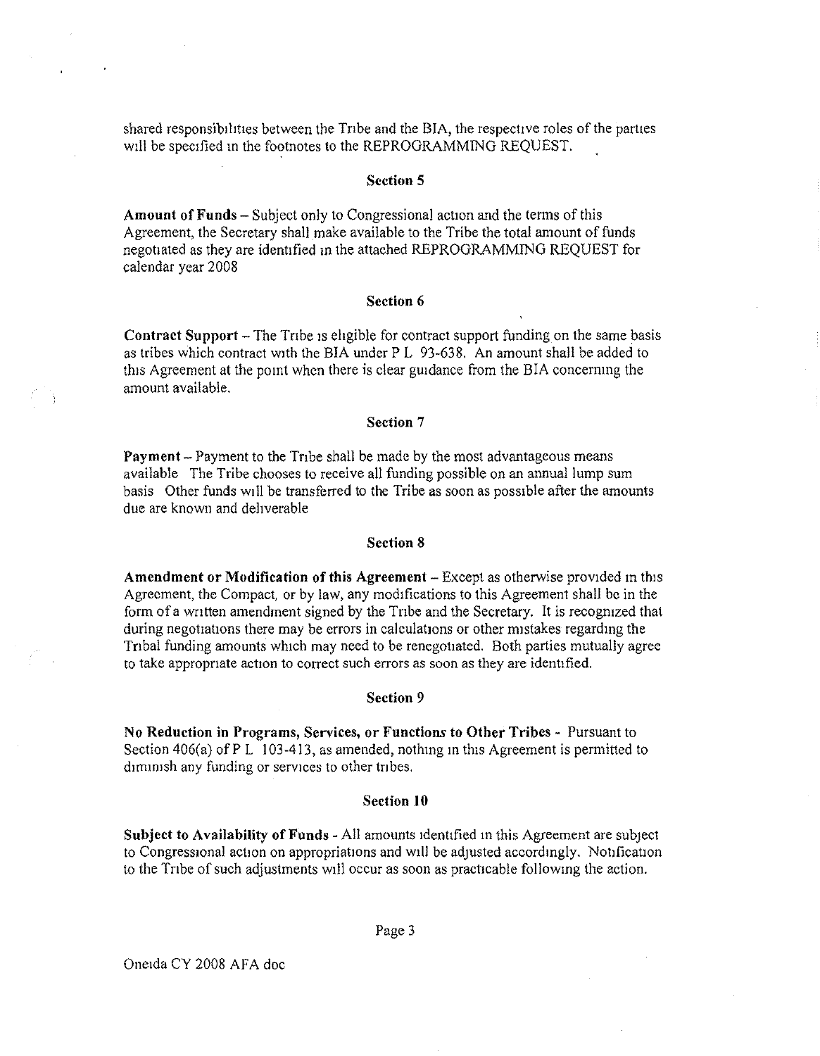shared responsibilities between the Tribe and the BIA, the respective roles of the parties will be specified in the footnotes to the REPROGRAMMING REQUEST.

### Section 5

**Amount of Funds** – Subject only to Congressional action and the terms of this Agreement, the Secretary shall make available to the Tribe the total amount of funds negotiated as they are identified in the attached REPROGRAMMING REQUEST for calendar year 2008

### Section 6

**Contract Support** – The Tribe is eligible for contract support funding on the same basis as tribes which contract with the BIA under P L 93-638. An amount shall be added to this Agreement at the point when there is clear guidance from the BIA concerning the amount available.

### Section 7

**Payment** – Payment to the Tribe shall be made by the most advantageous means available The Tribe chooses to receive all funding possible on an annual lump sum basis Other funds will be transferred to the Tribe as soon as possible after the amounts due are known and deliverable

### Section 8

**Amendment or Modification of this Agreement** – Except as otherwise provided in this Agreement, the Compact, or by law, any modifications to this Agreement shall be in the form of a written amendment signed by the Tribe and the Secretary. It is recognized that during negotiations there may be errors in calculations or other mistakes regarding the Tribal funding amounts which may need to be renegotiated. Both parties mutually agree to take appropriate action to correct such errors as soon as they are identified.

### Section 9

**No Reduction in Programs, Services, or Functions to Other Tribes** - Pursuant to Section 406(a) of P L 103-413, as amended, nothing in this Agreement is permitted to diminish any funding or services to other tribes.

### Section 10

**Subject to Availability of Funds** - All amounts identified in this Agreement are subject to Congressional action on appropriations and will be adjusted accordingly. Notification to the Tribe of such adjustments will occur as soon as practicable following the action.

Oneida CY 2008 AFA doc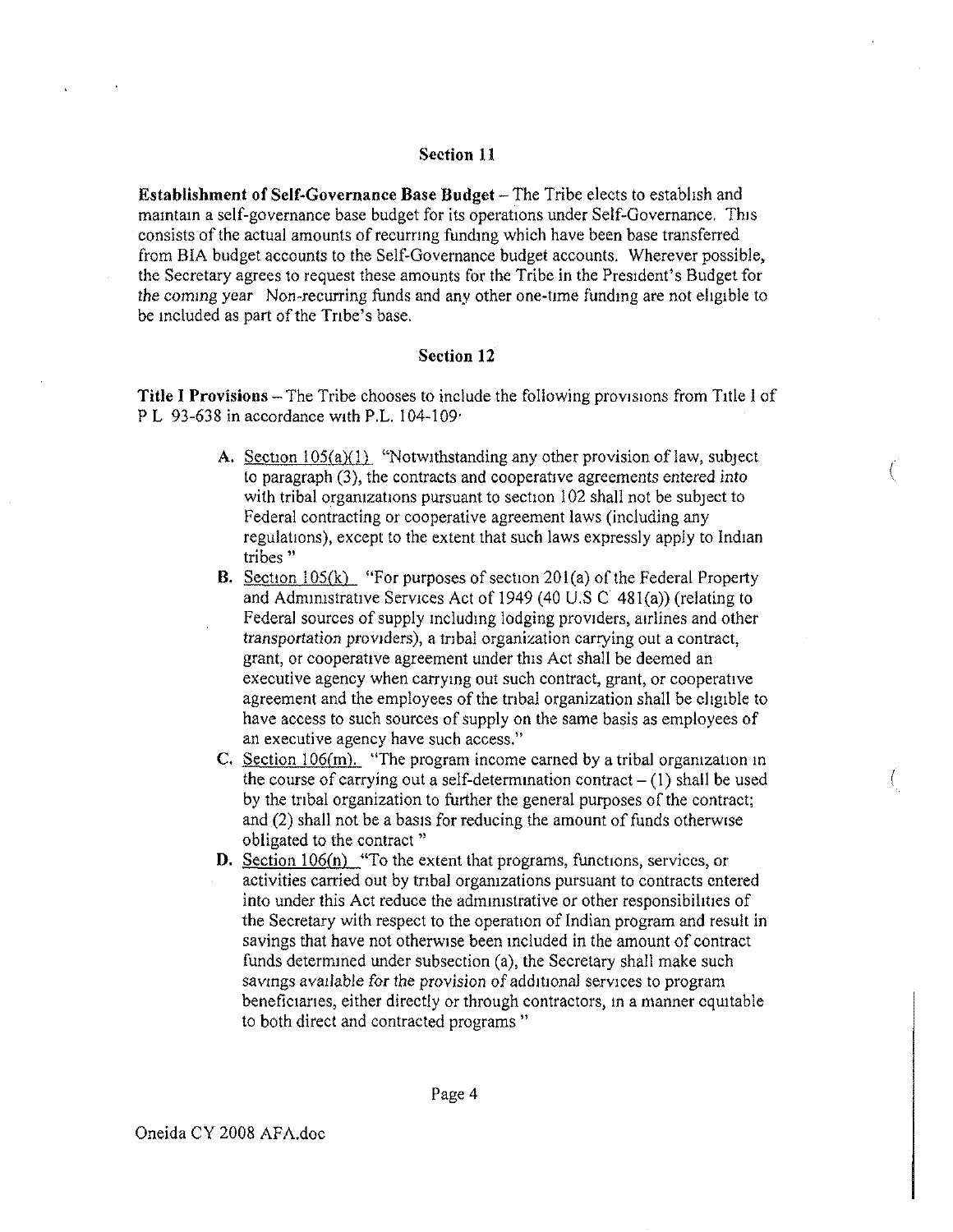## Section 11

**Establishment of Self-Governance Base Budget** – The Tribe elects to establish and maintain a self-governance base budget for its operations under Self-Governance. This consists of the actual amounts of recurring funding which have been base transferred from BIA budget accounts to the Self-Governance budget accounts. Wherever possible, the Secretary agrees to request these amounts for the Tribe in the President's Budget for the coming year Non-recurring funds and any other one-time funding are not eligible to be included as part of the Tribe's base.

## Section 12

**Title I Provisions** – The Tribe chooses to include the following provisions from Title I of P L 93-638 in accordance with P.L. 104-109·

- **A.** Section 105(a)(1) "Notwithstanding any other provision of law, subject to paragraph (3), the contracts and cooperative agreements entered into with tribal organizations pursuant to section 102 shall not be subject to Federal contracting or cooperative agreement laws (including any regulations), except to the extent that such laws expressly apply to Indian tribes "
- **B.** Section 105(k) "For purposes of section 201(a) of the Federal Property and Administrative Services Act of 1949 (40 U.S C 481(a)) (relating to Federal sources of supply including lodging providers, airlines and other transportation providers), a tribal organization carrying out a contract, grant, or cooperative agreement under this Act shall be deemed an executive agency when carrying out such contract, grant, or cooperative agreement and the employees of the tribal organization shall be eligible to have access to such sources of supply on the same basis as employees of an executive agency have such access."
- **C.** Section 106(m). "The program income earned by a tribal organization in the course of carrying out a self-determination contract – (1) shall be used by the tribal organization to further the general purposes of the contract; and (2) shall not be a basis for reducing the amount of funds otherwise obligated to the contract "
- **D.** Section 106(n) "To the extent that programs, functions, services, or activities carried out by tribal organizations pursuant to contracts entered into under this Act reduce the administrative or other responsibilities of the Secretary with respect to the operation of Indian program and result in savings that have not otherwise been included in the amount of contract funds determined under subsection (a), the Secretary shall make such savings available for the provision of additional services to program beneficiaries, either directly or through contractors, in a manner equitable to both direct and contracted programs "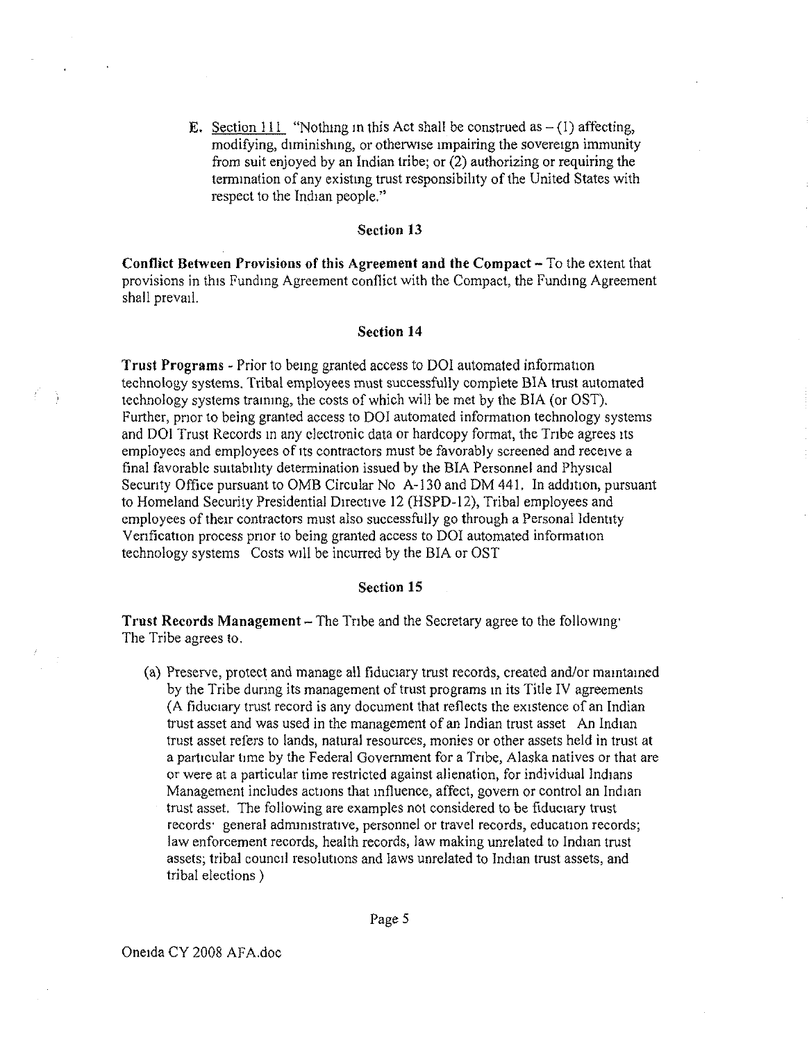E. Section 111 "Nothing in this Act shall be construed as – (1) affecting, modifying, diminishing, or otherwise impairing the sovereign immunity from suit enjoyed by an Indian tribe; or (2) authorizing or requiring the termination of any existing trust responsibility of the United States with respect to the Indian people."

### Section 13

**Conflict Between Provisions of this Agreement and the Compact** – To the extent that provisions in this Funding Agreement conflict with the Compact, the Funding Agreement shall prevail.

### Section 14

**Trust Programs** - Prior to being granted access to DOI automated information technology systems. Tribal employees must successfully complete BIA trust automated technology systems training, the costs of which will be met by the BIA (or OST). Further, prior to being granted access to DOI automated information technology systems and DOI Trust Records in any electronic data or hardcopy format, the Tribe agrees its employees and employees of its contractors must be favorably screened and receive a final favorable suitability determination issued by the BIA Personnel and Physical Security Office pursuant to OMB Circular No A-130 and DM 441. In addition, pursuant to Homeland Security Presidential Directive 12 (HSPD-12), Tribal employees and employees of their contractors must also successfully go through a Personal Identity Verification process prior to being granted access to DOI automated information technology systems Costs will be incurred by the BIA or OST

### Section 15

**Trust Records Management** – The Tribe and the Secretary agree to the following: The Tribe agrees to.

(a) Preserve, protect and manage all fiduciary trust records, created and/or maintained by the Tribe during its management of trust programs in its Title IV agreements (A fiduciary trust record is any document that reflects the existence of an Indian trust asset and was used in the management of an Indian trust asset An Indian trust asset refers to lands, natural resources, monies or other assets held in trust at a particular time by the Federal Government for a Tribe, Alaska natives or that are or were at a particular time restricted against alienation, for individual Indians Management includes actions that influence, affect, govern or control an Indian trust asset. The following are examples not considered to be fiduciary trust records: general administrative, personnel or travel records, education records; law enforcement records, health records, law making unrelated to Indian trust assets; tribal council resolutions and laws unrelated to Indian trust assets, and tribal elections )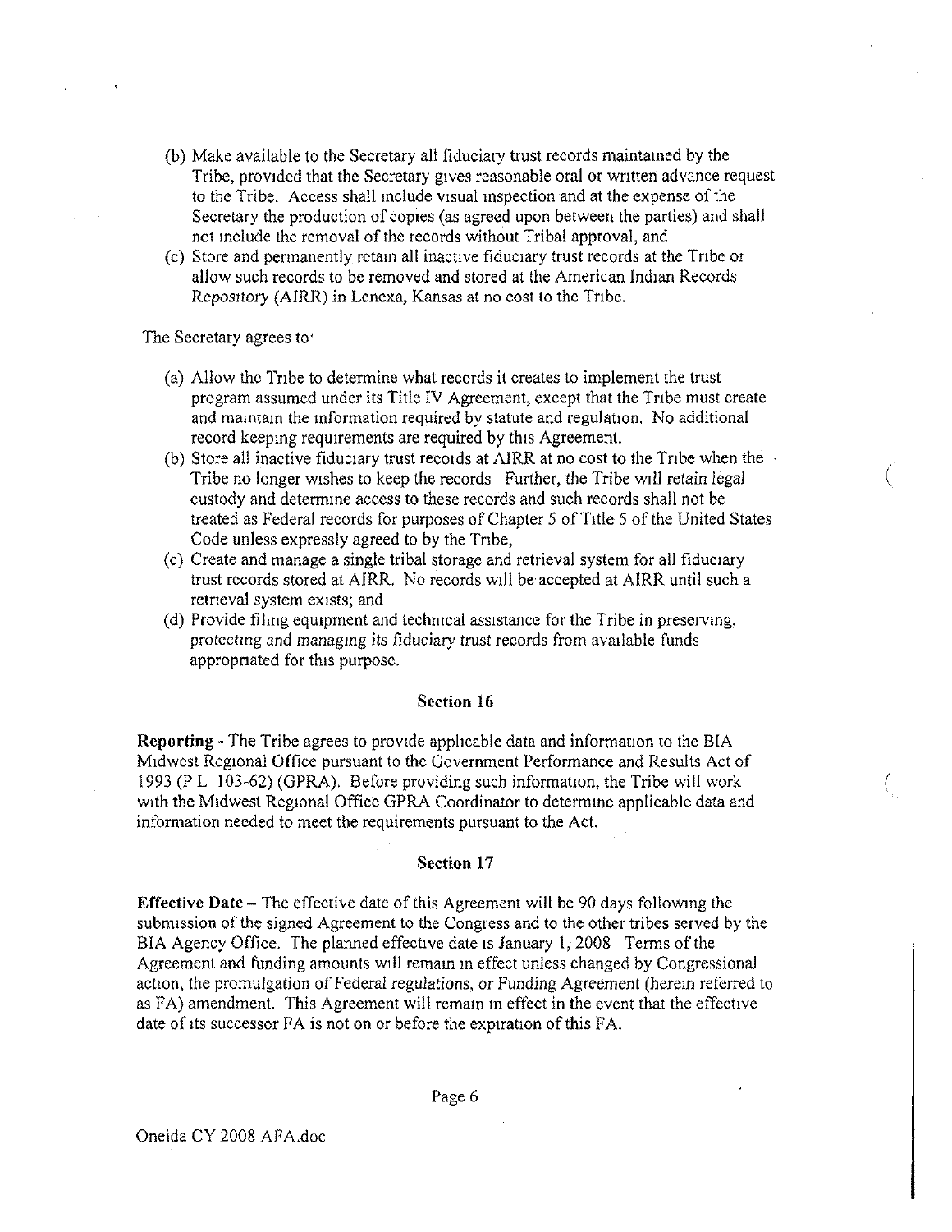(b) Make available to the Secretary all fiduciary trust records maintained by the Tribe, provided that the Secretary gives reasonable oral or written advance request to the Tribe. Access shall include visual inspection and at the expense of the Secretary the production of copies (as agreed upon between the parties) and shall not include the removal of the records without Tribal approval, and

(c) Store and permanently retain all inactive fiduciary trust records at the Tribe or allow such records to be removed and stored at the American Indian Records Repository (AIRR) in Lenexa, Kansas at no cost to the Tribe.

The Secretary agrees to:

(a) Allow the Tribe to determine what records it creates to implement the trust program assumed under its Title IV Agreement, except that the Tribe must create and maintain the information required by statute and regulation. No additional record keeping requirements are required by this Agreement.

(b) Store all inactive fiduciary trust records at AIRR at no cost to the Tribe when the Tribe no longer wishes to keep the records Further, the Tribe will retain legal custody and determine access to these records and such records shall not be treated as Federal records for purposes of Chapter 5 of Title 5 of the United States Code unless expressly agreed to by the Tribe,

(c) Create and manage a single tribal storage and retrieval system for all fiduciary trust records stored at AIRR. No records will be accepted at AIRR until such a retrieval system exists; and

(d) Provide filing equipment and technical assistance for the Tribe in preserving, protecting and managing its fiduciary trust records from available funds appropriated for this purpose.

### Section 16

**Reporting** - The Tribe agrees to provide applicable data and information to the BIA Midwest Regional Office pursuant to the Government Performance and Results Act of 1993 (P L 103-62) (GPRA). Before providing such information, the Tribe will work with the Midwest Regional Office GPRA Coordinator to determine applicable data and information needed to meet the requirements pursuant to the Act.

### Section 17

**Effective Date** – The effective date of this Agreement will be 90 days following the submission of the signed Agreement to the Congress and to the other tribes served by the BIA Agency Office. The planned effective date is January 1, 2008 Terms of the Agreement and funding amounts will remain in effect unless changed by Congressional action, the promulgation of Federal regulations, or Funding Agreement (herein referred to as FA) amendment. This Agreement will remain in effect in the event that the effective date of its successor FA is not on or before the expiration of this FA.

Oneida CY 2008 AFA.doc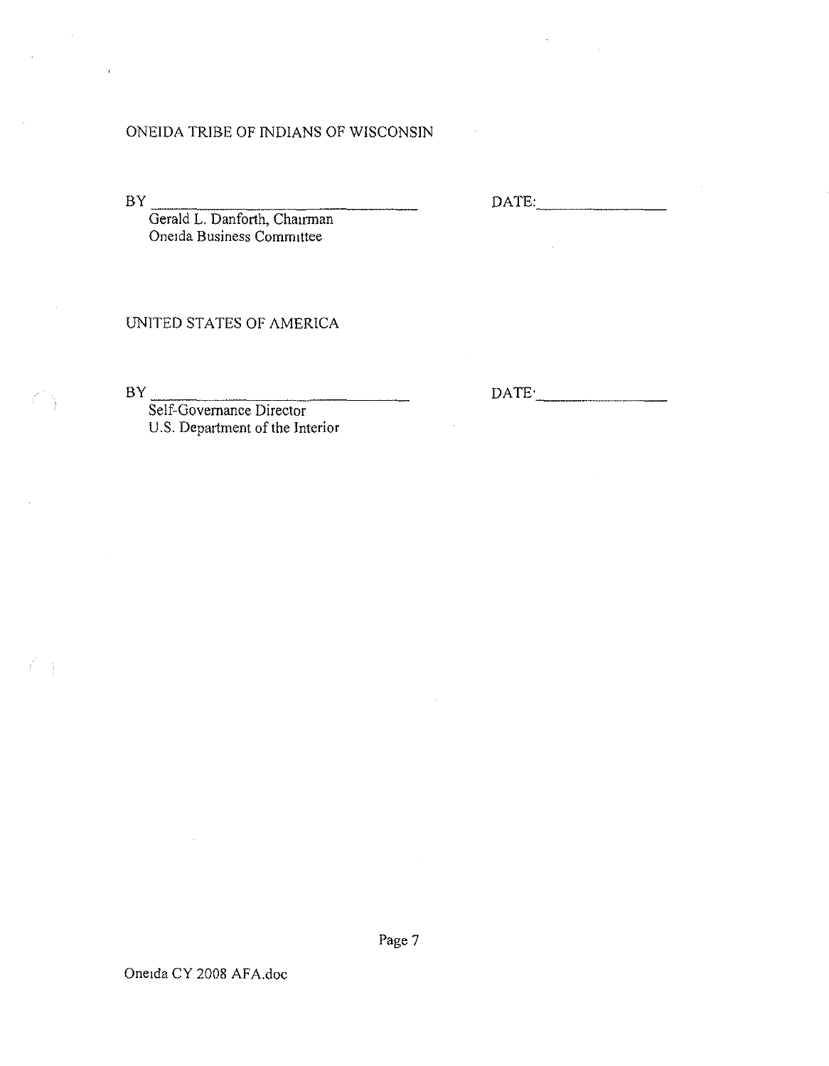ONEIDA TRIBE OF INDIANS OF WISCONSIN

BY ______________________________ DATE: ______________

Gerald L. Danforth, Chairman
Oneida Business Committee

UNITED STATES OF AMERICA

BY ______________________________ DATE: ______________

Self-Governance Director
U.S. Department of the Interior

Oneida CY 2008 AFA.doc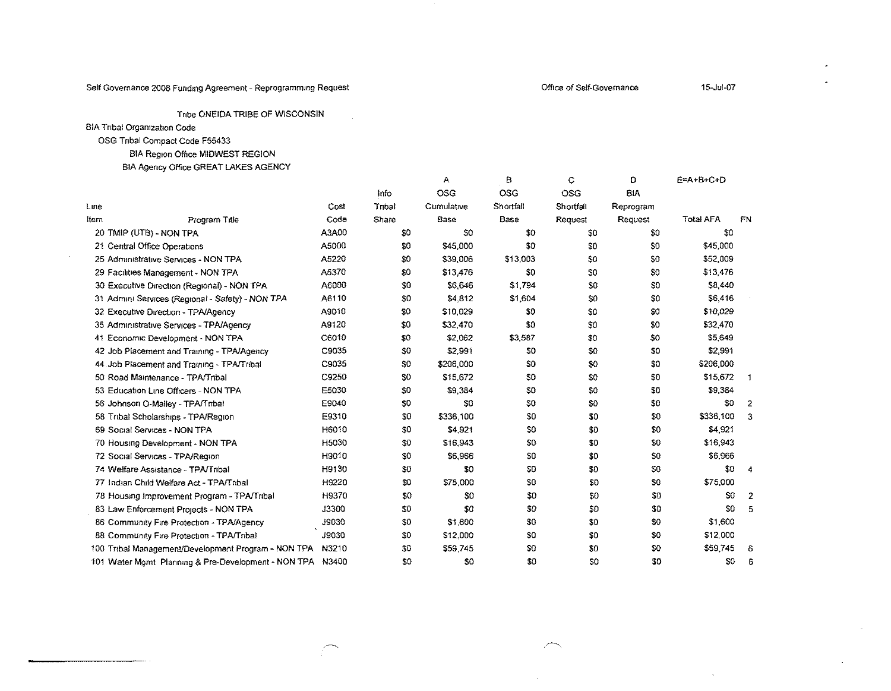Self Governance 2008 Funding Agreement - Reprogramming Request

Office of Self-Governance

15-Jul-07

Tribe ONEIDA TRIBE OF WISCONSIN

BIA Tribal Organization Code

OSG Tribal Compact Code F55433

BIA Region Office MIDWEST REGION

BIA Agency Office GREAT LAKES AGENCY

| Line Item | Program Title | Cost Code | Info Tribal Share | A OSG Cumulative Base | B OSG Shortfall Base | C OSG Shortfall Request | D BIA Reprogram Request | E=A+B+C+D Total AFA | FN |
|---|---|---|---|---|---|---|---|---|---|
| 20 | TMIP (UTB) - NON TPA | A3A00 | $0 | $0 | $0 | $0 | $0 | $0 | |
| 21 | Central Office Operations | A5000 | $0 | $45,000 | $0 | $0 | $0 | $45,000 | |
| 25 | Administrative Services - NON TPA | A5220 | $0 | $39,006 | $13,003 | $0 | $0 | $52,009 | |
| 29 | Facilities Management - NON TPA | A5370 | $0 | $13,476 | $0 | $0 | $0 | $13,476 | |
| 30 | Executive Direction (Regional) - NON TPA | A6000 | $0 | $6,646 | $1,794 | $0 | $0 | $8,440 | |
| 31 | Admini Services (Regional - Safety) - NON TPA | A6110 | $0 | $4,812 | $1,604 | $0 | $0 | $6,416 | |
| 32 | Executive Direction - TPA/Agency | A9010 | $0 | $10,029 | $0 | $0 | $0 | $10,029 | |
| 35 | Administrative Services - TPA/Agency | A9120 | $0 | $32,470 | $0 | $0 | $0 | $32,470 | |
| 41 | Economic Development - NON TPA | C6010 | $0 | $2,062 | $3,587 | $0 | $0 | $5,649 | |
| 42 | Job Placement and Training - TPA/Agency | C9035 | $0 | $2,991 | $0 | $0 | $0 | $2,991 | |
| 44 | Job Placement and Training - TPA/Tribal | C9035 | $0 | $206,000 | $0 | $0 | $0 | $206,000 | |
| 50 | Road Maintenance - TPA/Tribal | C9250 | $0 | $15,672 | $0 | $0 | $0 | $15,672 | 1 |
| 53 | Education Line Officers - NON TPA | E5030 | $0 | $9,384 | $0 | $0 | $0 | $9,384 | |
| 56 | Johnson O-Malley - TPA/Tribal | E9040 | $0 | $0 | $0 | $0 | $0 | $0 | 2 |
| 58 | Tribal Scholarships - TPA/Region | E9310 | $0 | $336,100 | $0 | $0 | $0 | $336,100 | 3 |
| 69 | Social Services - NON TPA | H6010 | $0 | $4,921 | $0 | $0 | $0 | $4,921 | |
| 70 | Housing Development - NON TPA | H5030 | $0 | $16,943 | $0 | $0 | $0 | $16,943 | |
| 72 | Social Services - TPA/Region | H9010 | $0 | $6,966 | $0 | $0 | $0 | $6,966 | |
| 74 | Welfare Assistance - TPA/Tribal | H9130 | $0 | $0 | $0 | $0 | $0 | $0 | 4 |
| 77 | Indian Child Welfare Act - TPA/Tribal | H9220 | $0 | $75,000 | $0 | $0 | $0 | $75,000 | |
| 78 | Housing Improvement Program - TPA/Tribal | H9370 | $0 | $0 | $0 | $0 | $0 | $0 | 2 |
| 83 | Law Enforcement Projects - NON TPA | J3300 | $0 | $0 | $0 | $0 | $0 | $0 | 5 |
| 86 | Community Fire Protection - TPA/Agency | J9030 | $0 | $1,600 | $0 | $0 | $0 | $1,600 | |
| 88 | Community Fire Protection - TPA/Tribal | J9030 | $0 | $12,000 | $0 | $0 | $0 | $12,000 | |
| 100 | Tribal Management/Development Program - NON TPA | N3210 | $0 | $59,745 | $0 | $0 | $0 | $59,745 | 6 |
| 101 | Water Mgmt Planning & Pre-Development - NON TPA | N3400 | $0 | $0 | $0 | $0 | $0 | $0 | 6 |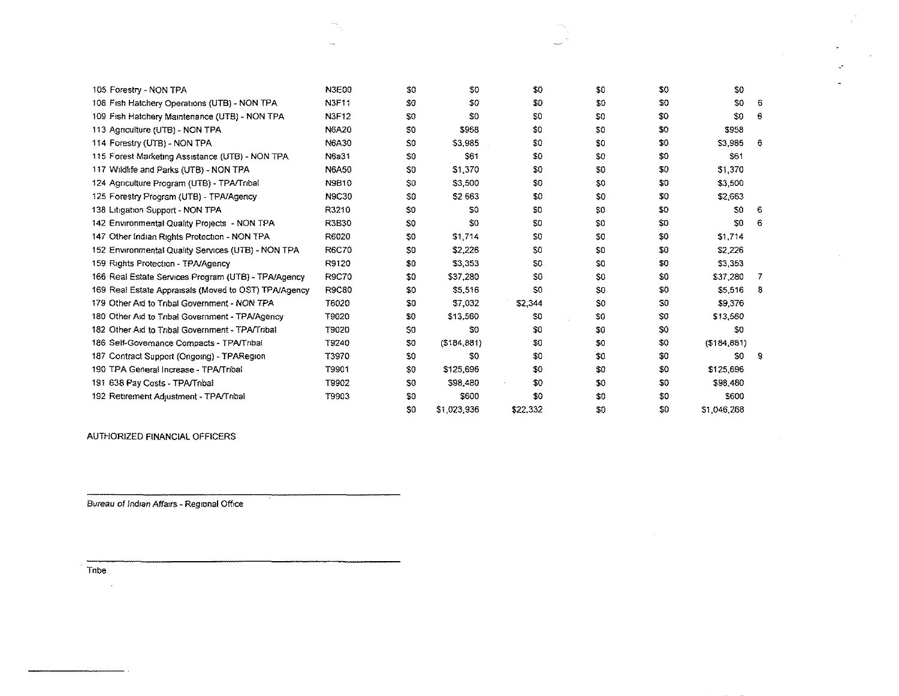| | | | | | | | | |
|---|---|---|---|---|---|---|---|---|
| 105 Forestry - NON TPA | N3E00 | $0 | $0 | $0 | $0 | $0 | $0 | |
| 108 Fish Hatchery Operations (UTB) - NON TPA | N3F11 | $0 | $0 | $0 | $0 | $0 | $0 | 6 |
| 109 Fish Hatchery Maintenance (UTB) - NON TPA | N3F12 | $0 | $0 | $0 | $0 | $0 | $0 | 6 |
| 113 Agriculture (UTB) - NON TPA | N6A20 | $0 | $958 | $0 | $0 | $0 | $958 | |
| 114 Forestry (UTB) - NON TPA | N6A30 | $0 | $3,985 | $0 | $0 | $0 | $3,985 | 6 |
| 115 Forest Marketing Assistance (UTB) - NON TPA | N6a31 | $0 | $61 | $0 | $0 | $0 | $61 | |
| 117 Wildlife and Parks (UTB) - NON TPA | N6A50 | $0 | $1,370 | $0 | $0 | $0 | $1,370 | |
| 124 Agriculture Program (UTB) - TPA/Tribal | N9B10 | $0 | $3,500 | $0 | $0 | $0 | $3,500 | |
| 125 Forestry Program (UTB) - TPA/Agency | N9C30 | $0 | $2 663 | $0 | $0 | $0 | $2,663 | |
| 138 Litigation Support - NON TPA | R3210 | $0 | $0 | $0 | $0 | $0 | $0 | 6 |
| 142 Environmental Quality Projects - NON TPA | R3B30 | $0 | $0 | $0 | $0 | $0 | $0 | 6 |
| 147 Other Indian Rights Protection - NON TPA | R6020 | $0 | $1,714 | $0 | $0 | $0 | $1,714 | |
| 152 Environmental Quality Services (UTB) - NON TPA | R6C70 | $0 | $2,226 | $0 | $0 | $0 | $2,226 | |
| 159 Rights Protection - TPA/Agency | R9120 | $0 | $3,353 | $0 | $0 | $0 | $3,353 | |
| 166 Real Estate Services Program (UTB) - TPA/Agency | R9C70 | $0 | $37,280 | $0 | $0 | $0 | $37,280 | 7 |
| 169 Real Estate Appraisals (Moved to OST) TPA/Agency | R9C80 | $0 | $5,516 | $0 | $0 | $0 | $5,516 | 8 |
| 179 Other Aid to Tribal Government - NON TPA | T6020 | $0 | $7,032 | $2,344 | $0 | $0 | $9,376 | |
| 180 Other Aid to Tribal Government - TPA/Agency | T9020 | $0 | $13,560 | $0 | $0 | $0 | $13,560 | |
| 182 Other Aid to Tribal Government - TPA/Tribal | T9020 | $0 | $0 | $0 | $0 | $0 | $0 | |
| 186 Self-Governance Compacts - TPA/Tribal | T9240 | $0 | ($184,881) | $0 | $0 | $0 | ($184,881) | |
| 187 Contract Support (Ongoing) - TPARegion | T3970 | $0 | $0 | $0 | $0 | $0 | $0 | 9 |
| 190 TPA General Increase - TPA/Tribal | T9901 | $0 | $125,696 | $0 | $0 | $0 | $125,696 | |
| 191 638 Pay Costs - TPA/Tribal | T9902 | $0 | $98,480 | $0 | $0 | $0 | $98,480 | |
| 192 Retirement Adjustment - TPA/Tribal | T9903 | $0 | $600 | $0 | $0 | $0 | $600 | |
| | | $0 | $1,023,936 | $22,332 | $0 | $0 | $1,046,268 | |

AUTHORIZED FINANCIAL OFFICERS

_________________________________________

Bureau of Indian Affairs - Regional Office

_________________________________________

Tribe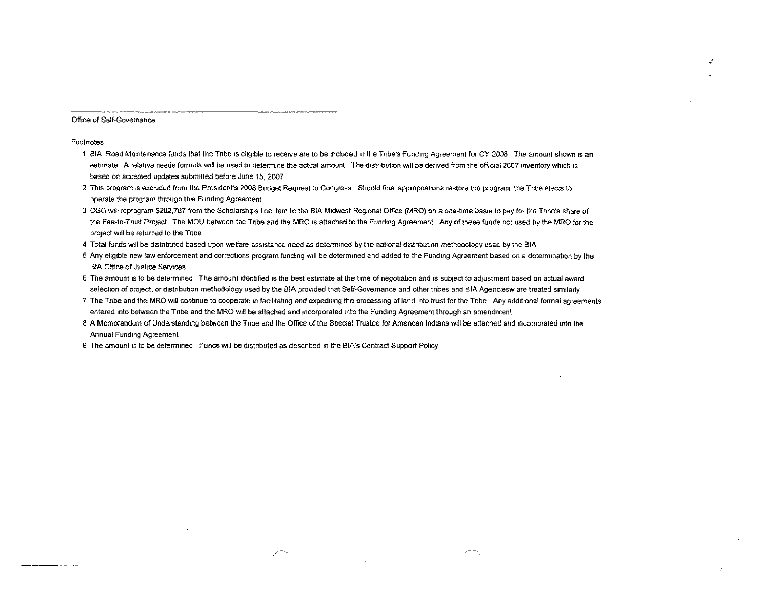Office of Self-Governance

Footnotes

1 BIA Road Maintenance funds that the Tribe is eligible to receive are to be included in the Tribe's Funding Agreement for CY 2008 The amount shown is an estimate A relative needs formula will be used to determine the actual amount The distribution will be derived from the official 2007 inventory which is based on accepted updates submitted before June 15, 2007

2 This program is excluded from the President's 2008 Budget Request to Congress Should final appropriations restore the program, the Tribe elects to operate the program through this Funding Agreement

3 OSG will reprogram $282,787 from the Scholarships line item to the BIA Midwest Regional Office (MRO) on a one-time basis to pay for the Tribe's share of the Fee-to-Trust Project The MOU between the Tribe and the MRO is attached to the Funding Agreement Any of these funds not used by the MRO for the project will be returned to the Tribe

4 Total funds will be distributed based upon welfare assistance need as determined by the national distribution methodology used by the BIA

5 Any eligible new law enforcement and corrections program funding will be determined and added to the Funding Agreement based on a determination by the BIA Office of Justice Services

6 The amount is to be determined The amount identified is the best estimate at the time of negotiation and is subject to adjustment based on actual award, selection of project, or distribution methodology used by the BIA provided that Self-Governance and other tribes and BIA Agenciesw are treated similarly

7 The Tribe and the MRO will continue to cooperate in facilitating and expediting the processing of land into trust for the Tribe Any additional formal agreements entered into between the Tribe and the MRO will be attached and incorporated into the Funding Agreement through an amendment

8 A Memorandum of Understanding between the Tribe and the Office of the Special Trustee for American Indians will be attached and incorporated into the Annual Funding Agreement

9 The amount is to be determined Funds will be distributed as described in the BIA's Contract Support Policy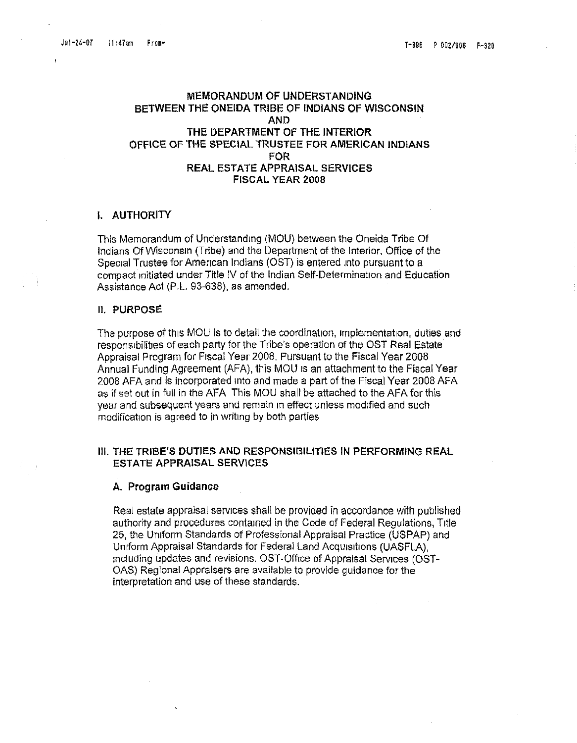# MEMORANDUM OF UNDERSTANDING
# BETWEEN THE ONEIDA TRIBE OF INDIANS OF WISCONSIN
# AND
# THE DEPARTMENT OF THE INTERIOR
# OFFICE OF THE SPECIAL TRUSTEE FOR AMERICAN INDIANS
# FOR
# REAL ESTATE APPRAISAL SERVICES
# FISCAL YEAR 2008

## I. AUTHORITY

This Memorandum of Understanding (MOU) between the Oneida Tribe Of Indians Of Wisconsin (Tribe) and the Department of the Interior, Office of the Special Trustee for American Indians (OST) is entered into pursuant to a compact initiated under Title IV of the Indian Self-Determination and Education Assistance Act (P.L. 93-638), as amended.

## II. PURPOSE

The purpose of this MOU is to detail the coordination, implementation, duties and responsibilities of each party for the Tribe's operation of the OST Real Estate Appraisal Program for Fiscal Year 2008. Pursuant to the Fiscal Year 2008 Annual Funding Agreement (AFA), this MOU is an attachment to the Fiscal Year 2008 AFA and is incorporated into and made a part of the Fiscal Year 2008 AFA as if set out in full in the AFA This MOU shall be attached to the AFA for this year and subsequent years and remain in effect unless modified and such modification is agreed to in writing by both parties

## III. THE TRIBE'S DUTIES AND RESPONSIBILITIES IN PERFORMING REAL ESTATE APPRAISAL SERVICES

### A. Program Guidance

Real estate appraisal services shall be provided in accordance with published authority and procedures contained in the Code of Federal Regulations, Title 25, the Uniform Standards of Professional Appraisal Practice (USPAP) and Uniform Appraisal Standards for Federal Land Acquisitions (UASFLA), including updates and revisions. OST-Office of Appraisal Services (OST-OAS) Regional Appraisers are available to provide guidance for the interpretation and use of these standards.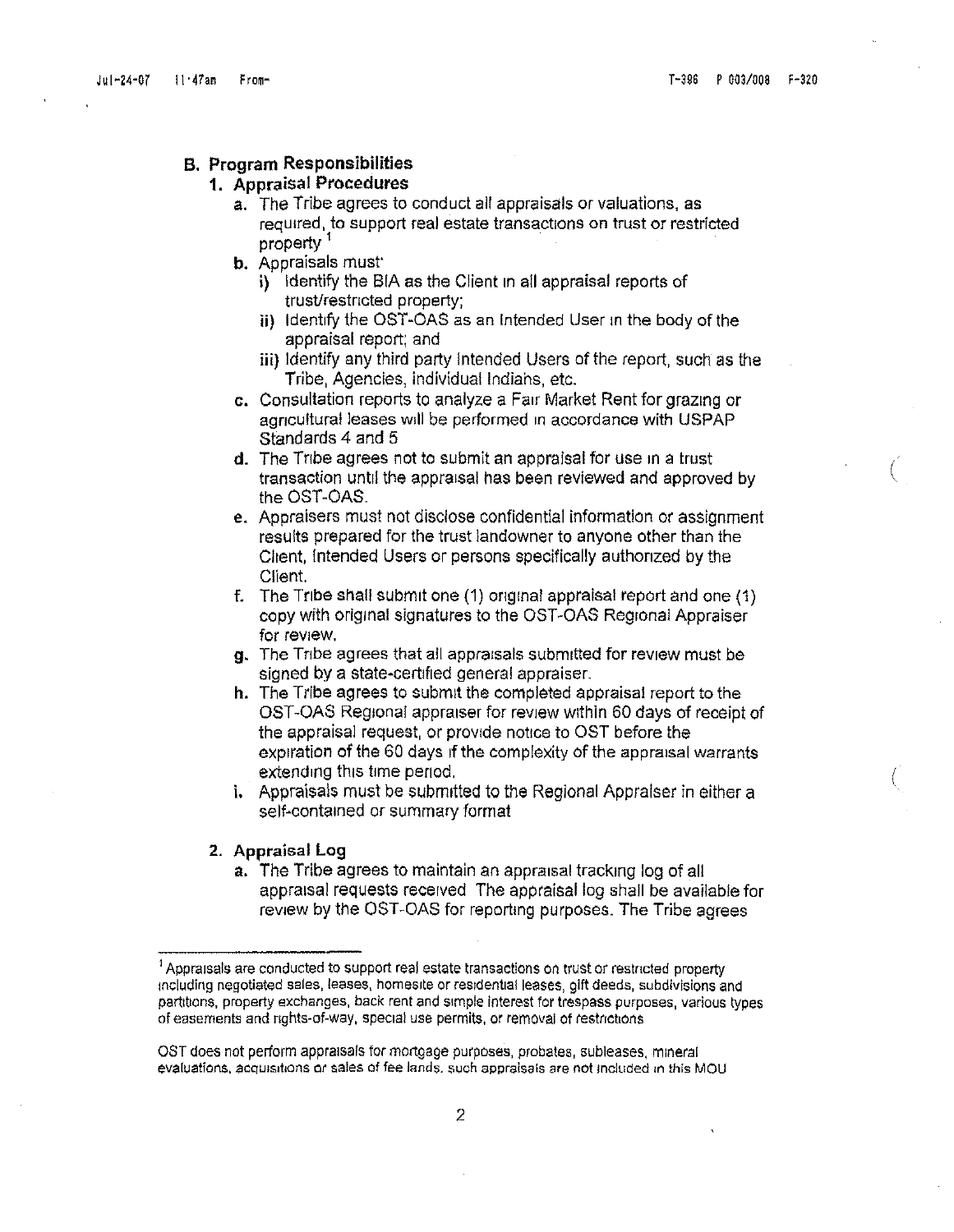## B. Program Responsibilities

### 1. Appraisal Procedures

a. The Tribe agrees to conduct all appraisals or valuations, as required, to support real estate transactions on trust or restricted property [1]

b. Appraisals must:

   i) Identify the BIA as the Client in all appraisal reports of trust/restricted property;

   ii) Identify the OST-OAS as an Intended User in the body of the appraisal report; and

   iii) Identify any third party Intended Users of the report, such as the Tribe, Agencies, individual Indians, etc.

c. Consultation reports to analyze a Fair Market Rent for grazing or agricultural leases will be performed in accordance with USPAP Standards 4 and 5

d. The Tribe agrees not to submit an appraisal for use in a trust transaction until the appraisal has been reviewed and approved by the OST-OAS.

e. Appraisers must not disclose confidential information or assignment results prepared for the trust landowner to anyone other than the Client, Intended Users or persons specifically authorized by the Client.

f. The Tribe shall submit one (1) original appraisal report and one (1) copy with original signatures to the OST-OAS Regional Appraiser for review.

g. The Tribe agrees that all appraisals submitted for review must be signed by a state-certified general appraiser.

h. The Tribe agrees to submit the completed appraisal report to the OST-OAS Regional appraiser for review within 60 days of receipt of the appraisal request, or provide notice to OST before the expiration of the 60 days if the complexity of the appraisal warrants extending this time period.

i. Appraisals must be submitted to the Regional Appraiser in either a self-contained or summary format

### 2. Appraisal Log

a. The Tribe agrees to maintain an appraisal tracking log of all appraisal requests received The appraisal log shall be available for review by the OST-OAS for reporting purposes. The Tribe agrees

---

[1] Appraisals are conducted to support real estate transactions on trust or restricted property including negotiated sales, leases, homesite or residential leases, gift deeds, subdivisions and partitions, property exchanges, back rent and simple interest for trespass purposes, various types of easements and rights-of-way, special use permits, or removal of restrictions

OST does not perform appraisals for mortgage purposes, probates, subleases, mineral evaluations, acquisitions or sales of fee lands. such appraisals are not included in this MOU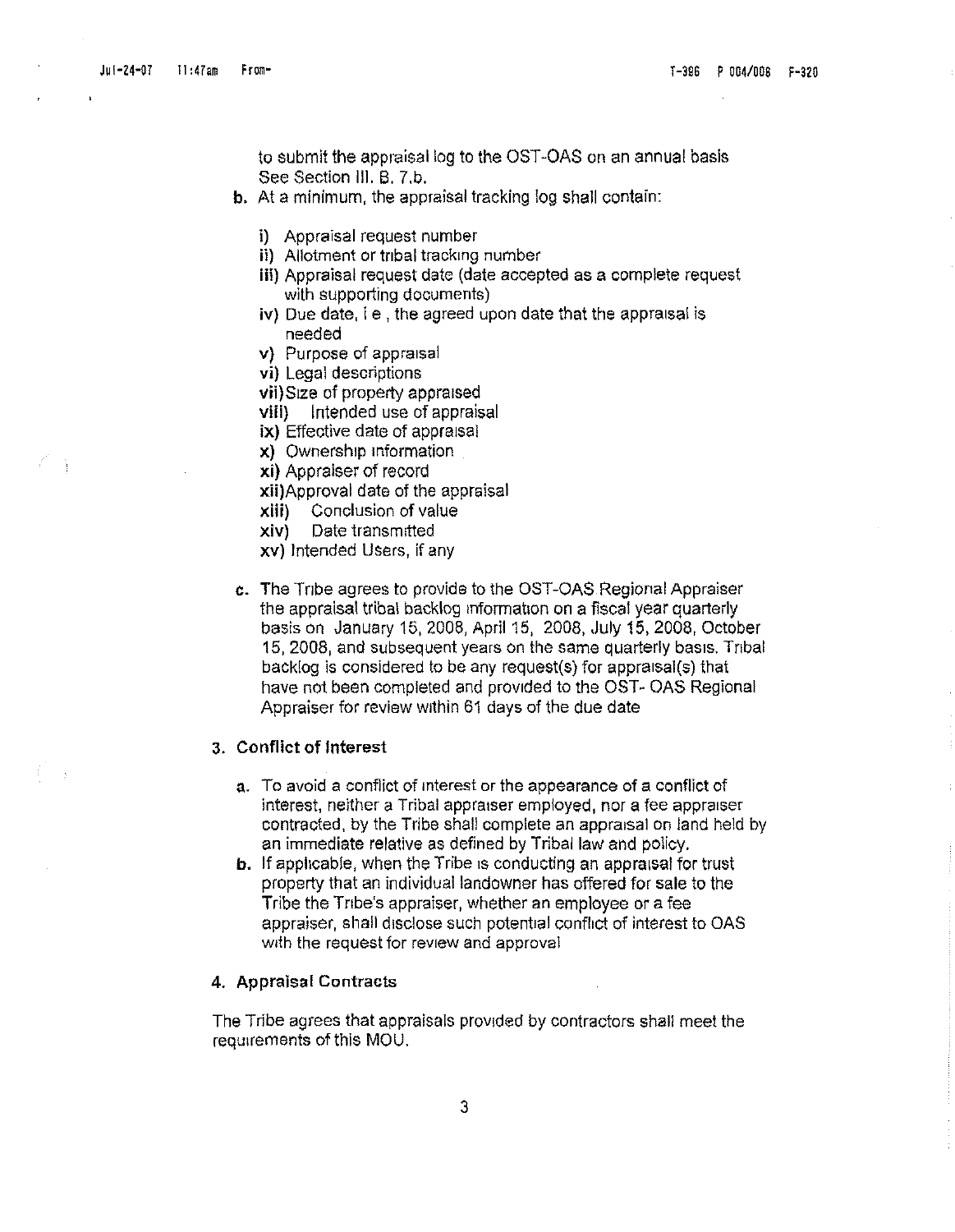to submit the appraisal log to the OST-OAS on an annual basis See Section III. B. 7.b.

**b.** At a minimum, the appraisal tracking log shall contain:

i) Appraisal request number
ii) Allotment or tribal tracking number
iii) Appraisal request date (date accepted as a complete request with supporting documents)
iv) Due date, i e , the agreed upon date that the appraisal is needed
v) Purpose of appraisal
vi) Legal descriptions
vii) Size of property appraised
viii) Intended use of appraisal
ix) Effective date of appraisal
x) Ownership information
xi) Appraiser of record
xii) Approval date of the appraisal
xiii) Conclusion of value
xiv) Date transmitted
xv) Intended Users, if any

**c.** The Tribe agrees to provide to the OST-OAS Regional Appraiser the appraisal tribal backlog information on a fiscal year quarterly basis on January 15, 2008, April 15, 2008, July 15, 2008, October 15, 2008, and subsequent years on the same quarterly basis. Tribal backlog is considered to be any request(s) for appraisal(s) that have not been completed and provided to the OST- OAS Regional Appraiser for review within 61 days of the due date

### 3. Conflict of Interest

**a.** To avoid a conflict of interest or the appearance of a conflict of interest, neither a Tribal appraiser employed, nor a fee appraiser contracted, by the Tribe shall complete an appraisal on land held by an immediate relative as defined by Tribal law and policy.

**b.** If applicable, when the Tribe is conducting an appraisal for trust property that an individual landowner has offered for sale to the Tribe the Tribe's appraiser, whether an employee or a fee appraiser, shall disclose such potential conflict of interest to OAS with the request for review and approval

### 4. Appraisal Contracts

The Tribe agrees that appraisals provided by contractors shall meet the requirements of this MOU.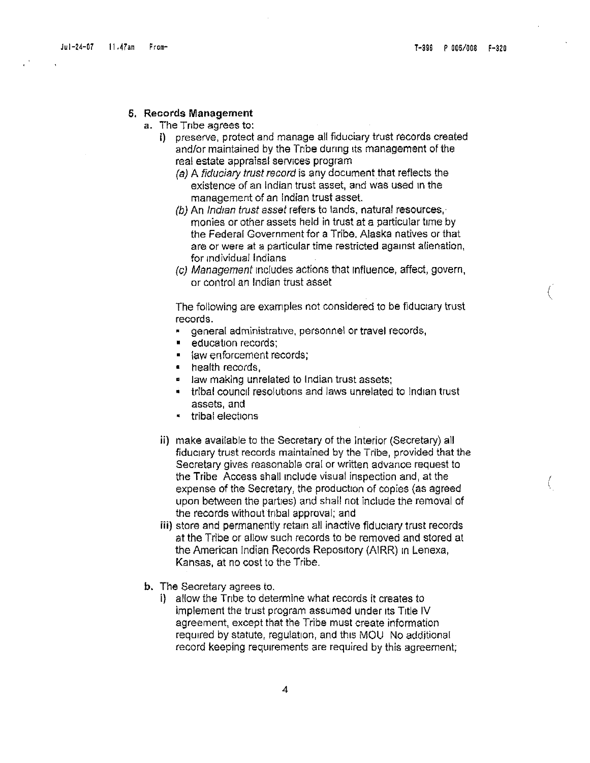## 5. Records Management

a. The Tribe agrees to:

   i) preserve, protect and manage all fiduciary trust records created and/or maintained by the Tribe during its management of the real estate appraisal services program

      (a) A *fiduciary trust record* is any document that reflects the existence of an Indian trust asset, and was used in the management of an Indian trust asset.

      (b) An *Indian trust asset* refers to lands, natural resources, monies or other assets held in trust at a particular time by the Federal Government for a Tribe, Alaska natives or that are or were at a particular time restricted against alienation, for individual Indians

      (c) *Management* includes actions that influence, affect, govern, or control an Indian trust asset

      The following are examples not considered to be fiduciary trust records.

      - general administrative, personnel or travel records,
      - education records;
      - law enforcement records;
      - health records,
      - law making unrelated to Indian trust assets;
      - tribal council resolutions and laws unrelated to Indian trust assets, and
      - tribal elections

   ii) make available to the Secretary of the Interior (Secretary) all fiduciary trust records maintained by the Tribe, provided that the Secretary gives reasonable oral or written advance request to the Tribe Access shall include visual inspection and, at the expense of the Secretary, the production of copies (as agreed upon between the parties) and shall not include the removal of the records without tribal approval; and

   iii) store and permanently retain all inactive fiduciary trust records at the Tribe or allow such records to be removed and stored at the American Indian Records Repository (AIRR) in Lenexa, Kansas, at no cost to the Tribe.

b. The Secretary agrees to.

   i) allow the Tribe to determine what records it creates to implement the trust program assumed under its Title IV agreement, except that the Tribe must create information required by statute, regulation, and this MOU No additional record keeping requirements are required by this agreement;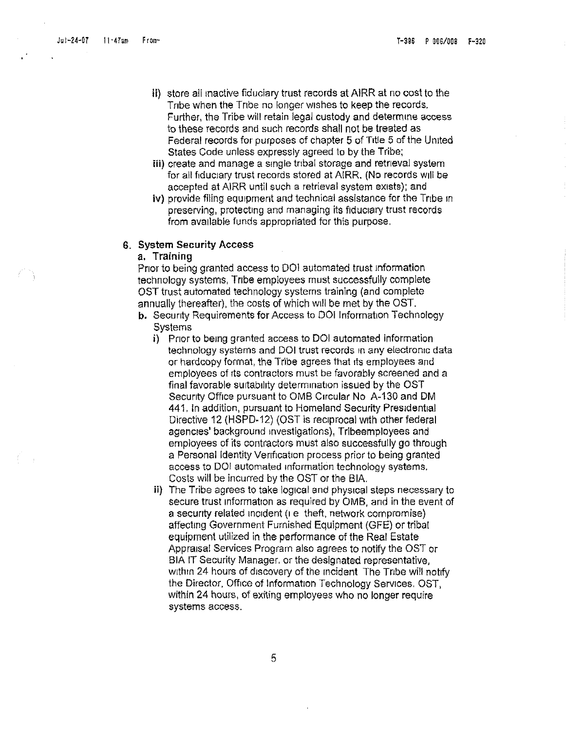ii) store all inactive fiduciary trust records at AIRR at no cost to the Tribe when the Tribe no longer wishes to keep the records. Further, the Tribe will retain legal custody and determine access to these records and such records shall not be treated as Federal records for purposes of chapter 5 of Title 5 of the United States Code unless expressly agreed to by the Tribe;

iii) create and manage a single tribal storage and retrieval system for all fiduciary trust records stored at AIRR. (No records will be accepted at AIRR until such a retrieval system exists); and

iv) provide filing equipment and technical assistance for the Tribe in preserving, protecting and managing its fiduciary trust records from available funds appropriated for this purpose.

**6. System Security Access**

**a. Training**

Prior to being granted access to DOI automated trust information technology systems, Tribe employees must successfully complete OST trust automated technology systems training (and complete annually thereafter), the costs of which will be met by the OST.

**b.** Security Requirements for Access to DOI Information Technology Systems

i) Prior to being granted access to DOI automated information technology systems and DOI trust records in any electronic data or hardcopy format, the Tribe agrees that its employees and employees of its contractors must be favorably screened and a final favorable suitability determination issued by the OST Security Office pursuant to OMB Circular No A-130 and DM 441. In addition, pursuant to Homeland Security Presidential Directive 12 (HSPD-12) (OST is reciprocal with other federal agencies' background investigations), Tribeemployees and employees of its contractors must also successfully go through a Personal Identity Verification process prior to being granted access to DOI automated information technology systems. Costs will be incurred by the OST or the BIA.

ii) The Tribe agrees to take logical and physical steps necessary to secure trust information as required by OMB, and in the event of a security related incident (i e theft, network compromise) affecting Government Furnished Equipment (GFE) or tribal equipment utilized in the performance of the Real Estate Appraisal Services Program also agrees to notify the OST or BIA IT Security Manager, or the designated representative, within 24 hours of discovery of the incident The Tribe will notify the Director, Office of Information Technology Services, OST, within 24 hours, of exiting employees who no longer require systems access.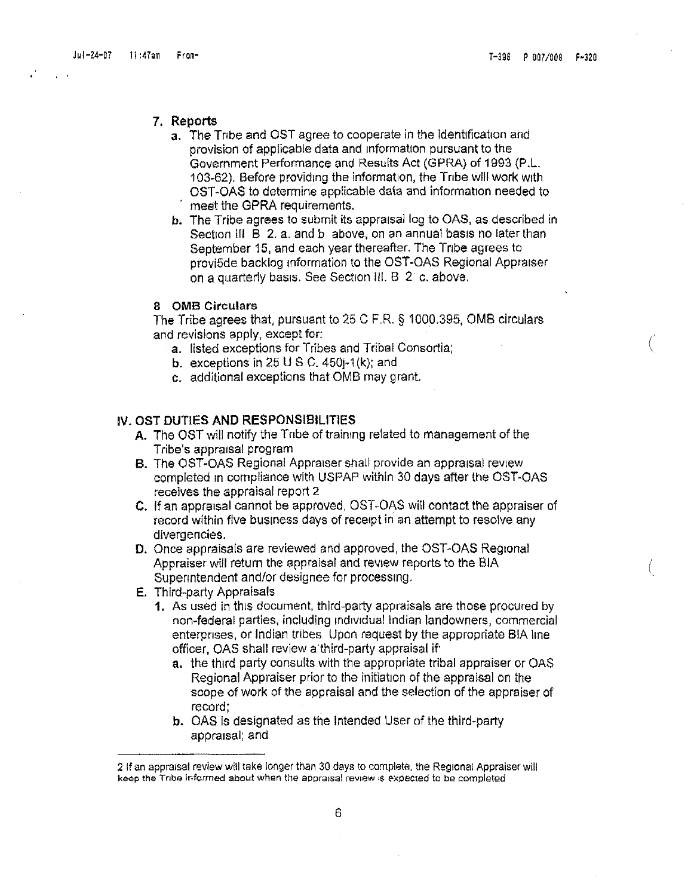## 7. Reports

   a. The Tribe and OST agree to cooperate in the identification and provision of applicable data and information pursuant to the Government Performance and Results Act (GPRA) of 1993 (P.L. 103-62). Before providing the information, the Tribe will work with OST-OAS to determine applicable data and information needed to meet the GPRA requirements.

   b. The Tribe agrees to submit its appraisal log to OAS, as described in Section III B 2. a. and b above, on an annual basis no later than September 15, and each year thereafter. The Tribe agrees to provi5de backlog information to the OST-OAS Regional Appraiser on a quarterly basis. See Section III. B 2 c. above.

## 8 OMB Circulars

The Tribe agrees that, pursuant to 25 C F.R. § 1000.395, OMB circulars and revisions apply, except for:

   a. listed exceptions for Tribes and Tribal Consortia;

   b. exceptions in 25 U S C. 450j-1(k); and

   c. additional exceptions that OMB may grant.

# IV. OST DUTIES AND RESPONSIBILITIES

   A. The OST will notify the Tribe of training related to management of the Tribe's appraisal program

   B. The OST-OAS Regional Appraiser shall provide an appraisal review completed in compliance with USPAP within 30 days after the OST-OAS receives the appraisal report [2]

   C. If an appraisal cannot be approved, OST-OAS will contact the appraiser of record within five business days of receipt in an attempt to resolve any divergencies.

   D. Once appraisals are reviewed and approved, the OST-OAS Regional Appraiser will return the appraisal and review reports to the BIA Superintendent and/or designee for processing.

   E. Third-party Appraisals

      1. As used in this document, third-party appraisals are those procured by non-federal parties, including individual Indian landowners, commercial enterprises, or Indian tribes Upon request by the appropriate BIA line officer, OAS shall review a third-party appraisal if

         a. the third party consults with the appropriate tribal appraiser or OAS Regional Appraiser prior to the initiation of the appraisal on the scope of work of the appraisal and the selection of the appraiser of record;

         b. OAS is designated as the Intended User of the third-party appraisal; and

---

[2] If an appraisal review will take longer than 30 days to complete, the Regional Appraiser will keep the Tribe informed about when the appraisal review is expected to be completed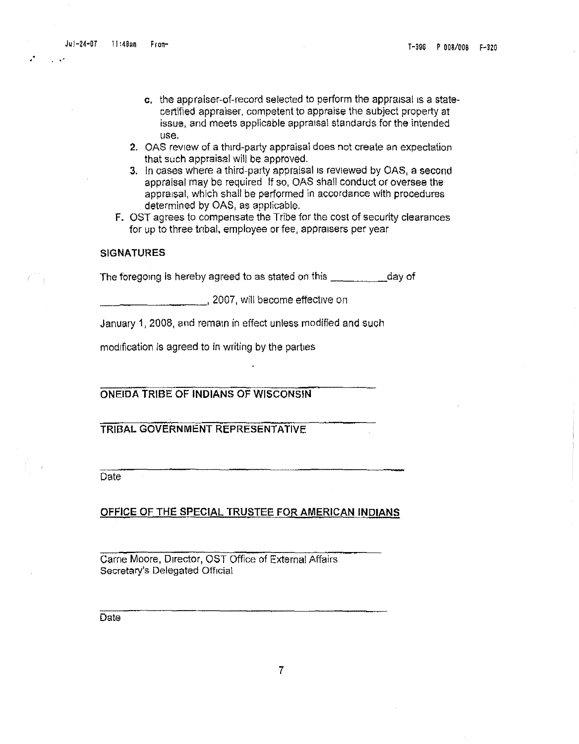c. the appraiser-of-record selected to perform the appraisal is a state-certified appraiser, competent to appraise the subject property at issue, and meets applicable appraisal standards for the intended use.

2. OAS review of a third-party appraisal does not create an expectation that such appraisal will be approved.
3. In cases where a third-party appraisal is reviewed by OAS, a second appraisal may be required If so, OAS shall conduct or oversee the appraisal, which shall be performed in accordance with procedures determined by OAS, as applicable.

F. OST agrees to compensate the Tribe for the cost of security clearances for up to three tribal, employee or fee, appraisers per year

**SIGNATURES**

The foregoing is hereby agreed to as stated on this __________day of

____________________, 2007, will become effective on

January 1, 2008, and remain in effect unless modified and such

modification is agreed to in writing by the parties

______________________________________________

**ONEIDA TRIBE OF INDIANS OF WISCONSIN**

______________________________________________

**TRIBAL GOVERNMENT REPRESENTATIVE**

______________________________________________

Date

**OFFICE OF THE SPECIAL TRUSTEE FOR AMERICAN INDIANS**

______________________________________________

Carne Moore, Director, OST Office of External Affairs
Secretary's Delegated Official

______________________________________________

Date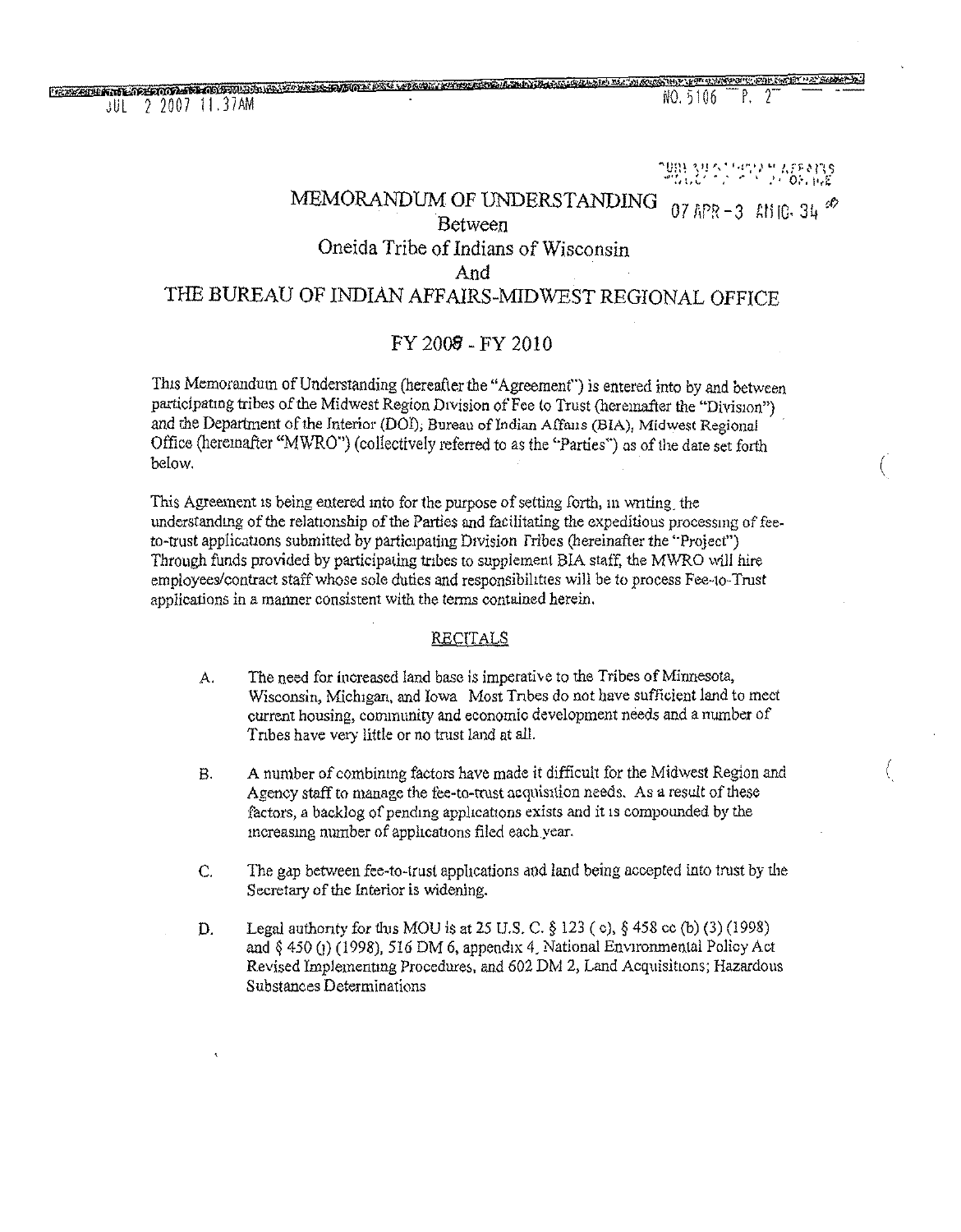# MEMORANDUM OF UNDERSTANDING

## Between

## Oneida Tribe of Indians of Wisconsin

## And

## THE BUREAU OF INDIAN AFFAIRS-MIDWEST REGIONAL OFFICE

## FY 2008 - FY 2010

This Memorandum of Understanding (hereafter the "Agreement") is entered into by and between participating tribes of the Midwest Region Division of Fee to Trust (hereinafter the "Division") and the Department of the Interior (DOI), Bureau of Indian Affairs (BIA), Midwest Regional Office (hereinafter "MWRO") (collectively referred to as the "Parties") as of the date set forth below.

This Agreement is being entered into for the purpose of setting forth, in writing, the understanding of the relationship of the Parties and facilitating the expeditious processing of fee-to-trust applications submitted by participating Division Tribes (hereinafter the "Project") Through funds provided by participating tribes to supplement BIA staff, the MWRO will hire employees/contract staff whose sole duties and responsibilities will be to process Fee-to-Trust applications in a manner consistent with the terms contained herein.

### RECITALS

A. The need for increased land base is imperative to the Tribes of Minnesota, Wisconsin, Michigan, and Iowa Most Tribes do not have sufficient land to meet current housing, community and economic development needs and a number of Tribes have very little or no trust land at all.

B. A number of combining factors have made it difficult for the Midwest Region and Agency staff to manage the fee-to-trust acquisition needs. As a result of these factors, a backlog of pending applications exists and it is compounded by the increasing number of applications filed each year.

C. The gap between fee-to-trust applications and land being accepted into trust by the Secretary of the Interior is widening.

D. Legal authority for this MOU is at 25 U.S.C. § 123 (c), § 458 cc (b) (3) (1998) and § 450 (j) (1998), 516 DM 6, appendix 4, National Environmental Policy Act Revised Implementing Procedures, and 602 DM 2, Land Acquisitions; Hazardous Substances Determinations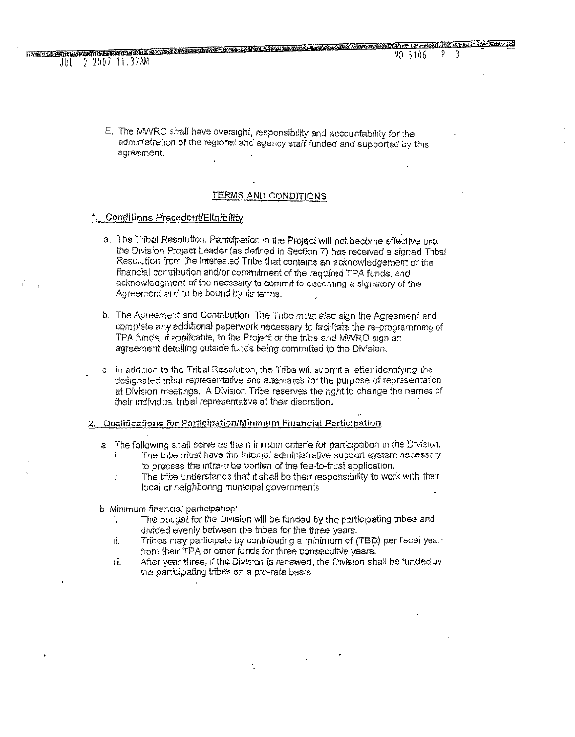E. The MWRO shall have oversight, responsibility and accountability for the administration of the regional and agency staff funded and supported by this agreement.

## TERMS AND CONDITIONS

### 1. Conditions Precedent/Eligibility

a. The Tribal Resolution. Participation in the Project will not become effective until the Division Project Leader (as defined in Section 7) has received a signed Tribal Resolution from the interested Tribe that contains an acknowledgement of the financial contribution and/or commitment of the required TPA funds, and acknowledgment of the necessity to commit to becoming a signatory of the Agreement and to be bound by its terms.

b. The Agreement and Contribution: The Tribe must also sign the Agreement and complete any additional paperwork necessary to facilitate the re-programming of TPA funds, if applicable, to the Project or the tribe and MWRO sign an agreement detailing outside funds being committed to the Division.

c. In addition to the Tribal Resolution, the Tribe will submit a letter identifying the designated tribal representative and alternates for the purpose of representation at Division meetings. A Division Tribe reserves the right to change the names of their individual tribal representative at their discretion.

### 2. Qualifications for Participation/Minimum Financial Participation

a. The following shall serve as the minimum criteria for participation in the Division.
   i. The tribe must have the internal administrative support system necessary to process the intra-tribe portion of the fee-to-trust application.
   ii. The tribe understands that it shall be their responsibility to work with their local or neighboring municipal governments

b. Minimum financial participation:
   i. The budget for the Division will be funded by the participating tribes and divided evenly between the tribes for the three years.
   ii. Tribes may participate by contributing a minimum of (TBD) per fiscal year from their TPA or other funds for three consecutive years.
   iii. After year three, if the Division is renewed, the Division shall be funded by the participating tribes on a pro-rata basis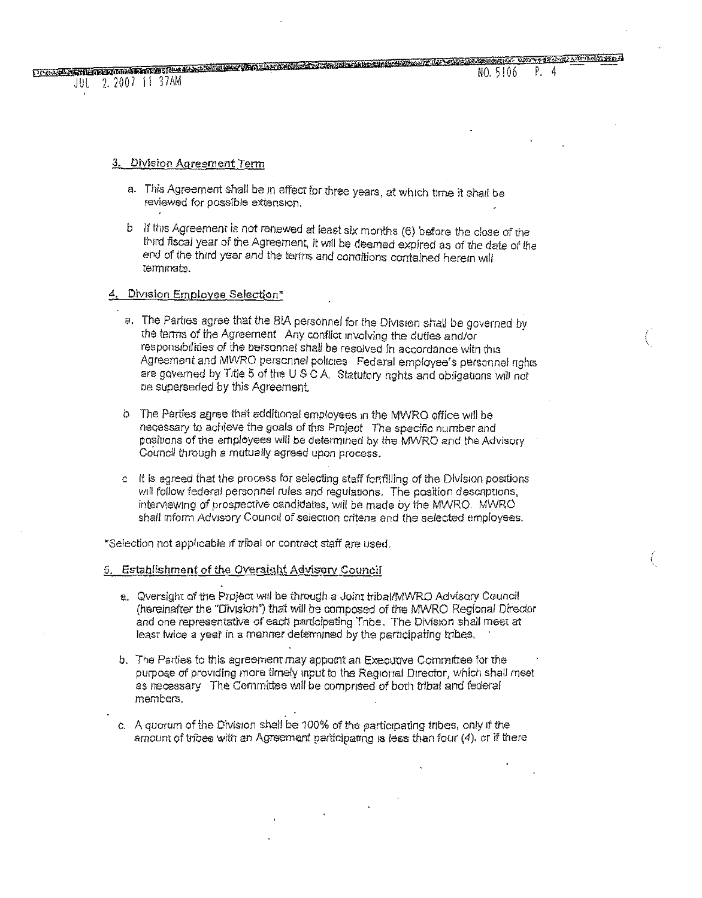### 3. Division Agreement Term

a. This Agreement shall be in effect for three years, at which time it shall be reviewed for possible extension.

b. If this Agreement is not renewed at least six months (6) before the close of the third fiscal year of the Agreement, it will be deemed expired as of the date of the end of the third year and the terms and conditions contained herein will terminate.

### 4. Division Employee Selection*

a. The Parties agree that the BIA personnel for the Division shall be governed by the terms of the Agreement. Any conflict involving the duties and/or responsibilities of the personnel shall be resolved in accordance with this Agreement and MWRO personnel policies. Federal employee's personnel rights are governed by Title 5 of the U S C A. Statutory rights and obligations will not be superseded by this Agreement.

b. The Parties agree that additional employees in the MWRO office will be necessary to achieve the goals of this Project. The specific number and positions of the employees will be determined by the MWRO and the Advisory Council through a mutually agreed upon process.

c. It is agreed that the process for selecting staff for filling of the Division positions will follow federal personnel rules and regulations. The position descriptions, interviewing of prospective candidates, will be made by the MWRO. MWRO shall inform Advisory Council of selection criteria and the selected employees.

*Selection not applicable if tribal or contract staff are used.

### 5. Establishment of the Oversight Advisory Council

a. Oversight of the Project will be through a Joint tribal/MWRO Advisory Council (hereinafter the "Division") that will be composed of the MWRO Regional Director and one representative of each participating Tribe. The Division shall meet at least twice a year in a manner determined by the participating tribes.

b. The Parties to this agreement may appoint an Executive Committee for the purpose of providing more timely input to the Regional Director, which shall meet as necessary. The Committee will be comprised of both tribal and federal members.

c. A quorum of the Division shall be 100% of the participating tribes, only if the amount of tribes with an Agreement participating is less than four (4), or if there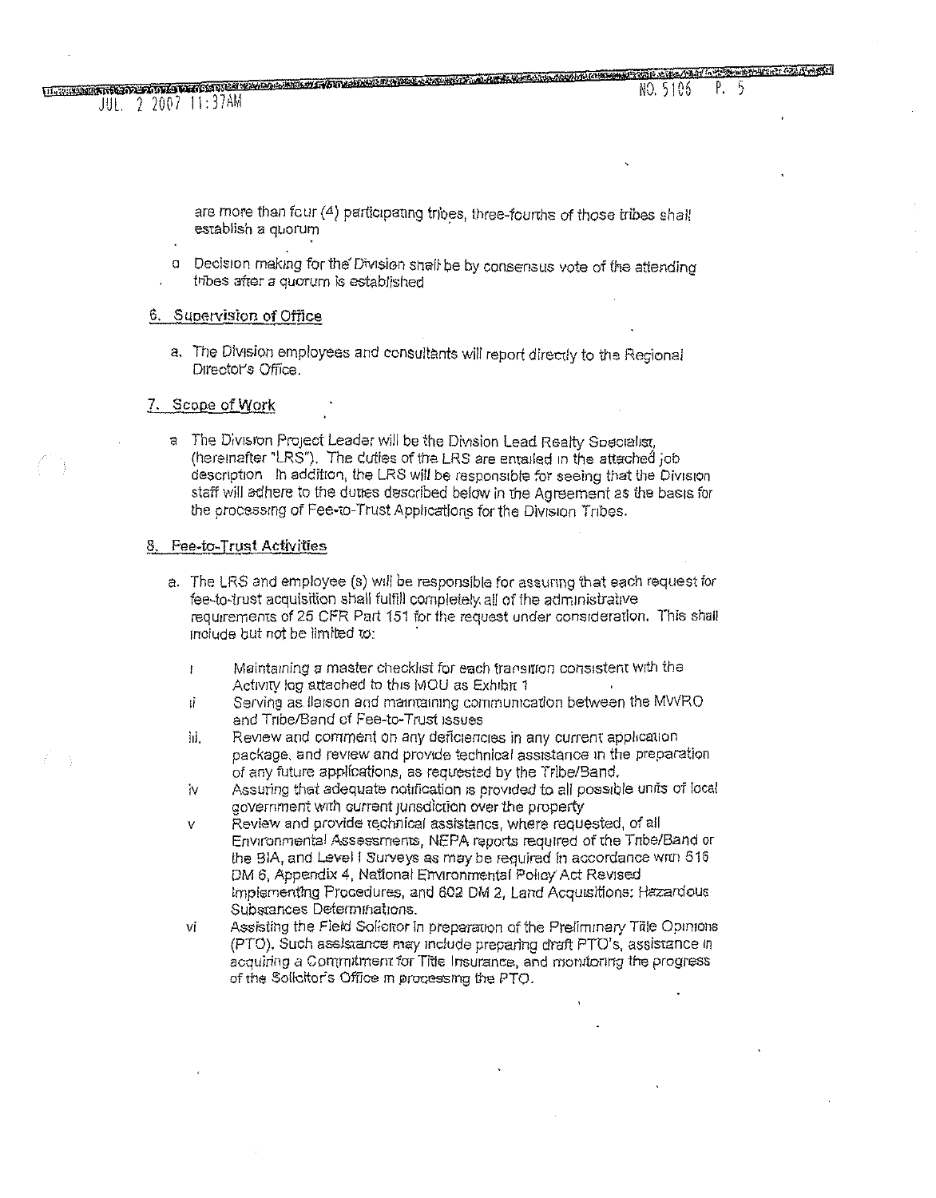are more than four (4) participating tribes, three-fourths of those tribes shall establish a quorum

- Decision making for the Division shall be by consensus vote of the attending tribes after a quorum is established

## 6. Supervision of Office

a. The Division employees and consultants will report directly to the Regional Director's Office.

## 7. Scope of Work

a. The Division Project Leader will be the Division Lead Realty Specialist, (hereinafter "LRS"). The duties of the LRS are entailed in the attached job description. In addition, the LRS will be responsible for seeing that the Division staff will adhere to the duties described below in the Agreement as the basis for the processing of Fee-to-Trust Applications for the Division Tribes.

## 8. Fee-to-Trust Activities

a. The LRS and employee (s) will be responsible for assuring that each request for fee-to-trust acquisition shall fulfill completely all of the administrative requirements of 25 CFR Part 151 for the request under consideration. This shall include but not be limited to:

   i. Maintaining a master checklist for each transition consistent with the Activity log attached to this MOU as Exhibit 1
   
   ii. Serving as liaison and maintaining communication between the MWRO and Tribe/Band of Fee-to-Trust issues
   
   iii. Review and comment on any deficiencies in any current application package, and review and provide technical assistance in the preparation of any future applications, as requested by the Tribe/Band.
   
   iv. Assuring that adequate notification is provided to all possible units of local government with current jurisdiction over the property
   
   v. Review and provide technical assistance, where requested, of all Environmental Assessments, NEPA reports required of the Tribe/Band or the BIA, and Level I Surveys as may be required in accordance with 516 DM 6, Appendix 4, National Environmental Policy Act Revised Implementing Procedures, and 602 DM 2, Land Acquisitions: Hazardous Substances Determinations.
   
   vi. Assisting the Field Solicitor in preparation of the Preliminary Title Opinions (PTO). Such assistance may include preparing draft PTO's, assistance in acquiring a Commitment for Title Insurance, and monitoring the progress of the Solicitor's Office in processing the PTO.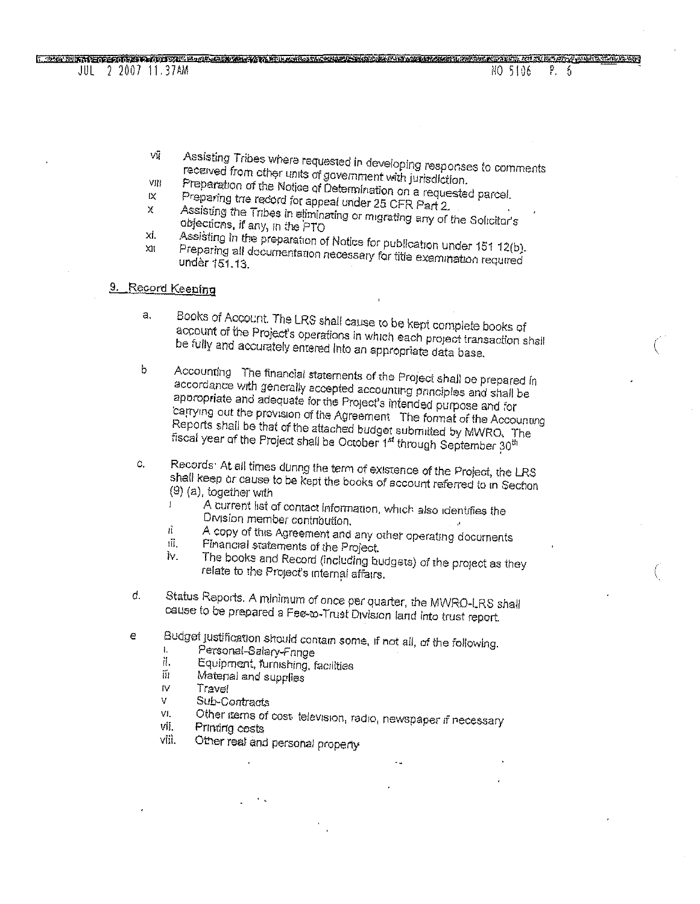vii. Assisting Tribes where requested in developing responses to comments received from other units of government with jurisdiction.
viii. Preparation of the Notice of Determination on a requested parcel.
ix. Preparing the record for appeal under 25 CFR Part 2.
x. Assisting the Tribes in eliminating or migrating any of the Solicitor's objections, if any, in the PTO
xi. Assisting in the preparation of Notice for publication under 151 12(b).
xii. Preparing all documentation necessary for title examination required under 151.13.

## 9. Record Keeping

a. Books of Account. The LRS shall cause to be kept complete books of account of the Project's operations in which each project transaction shall be fully and accurately entered into an appropriate data base.

b. Accounting The financial statements of the Project shall be prepared in accordance with generally accepted accounting principles and shall be appropriate and adequate for the Project's intended purpose and for carrying out the provision of the Agreement The format of the Accounting Reports shall be that of the attached budget submitted by MWRO. The fiscal year of the Project shall be October 1st through September 30th

c. Records: At all times during the term of existence of the Project, the LRS shall keep or cause to be kept the books of account referred to in Section (9) (a), together with
   i. A current list of contact information, which also identifies the Division member contribution.
   ii. A copy of this Agreement and any other operating documents
   iii. Financial statements of the Project.
   iv. The books and Record (including budgets) of the project as they relate to the Project's internal affairs.

d. Status Reports. A minimum of once per quarter, the MWRO-LRS shall cause to be prepared a Fee-to-Trust Division land into trust report.

e. Budget justification should contain some, if not all, of the following.
   i. Personal-Salary-Fringe
   ii. Equipment, furnishing, facilities
   iii. Material and supplies
   iv. Travel
   v. Sub-Contracts
   vi. Other items of cost: television, radio, newspaper if necessary
   vii. Printing costs
   viii. Other real and personal property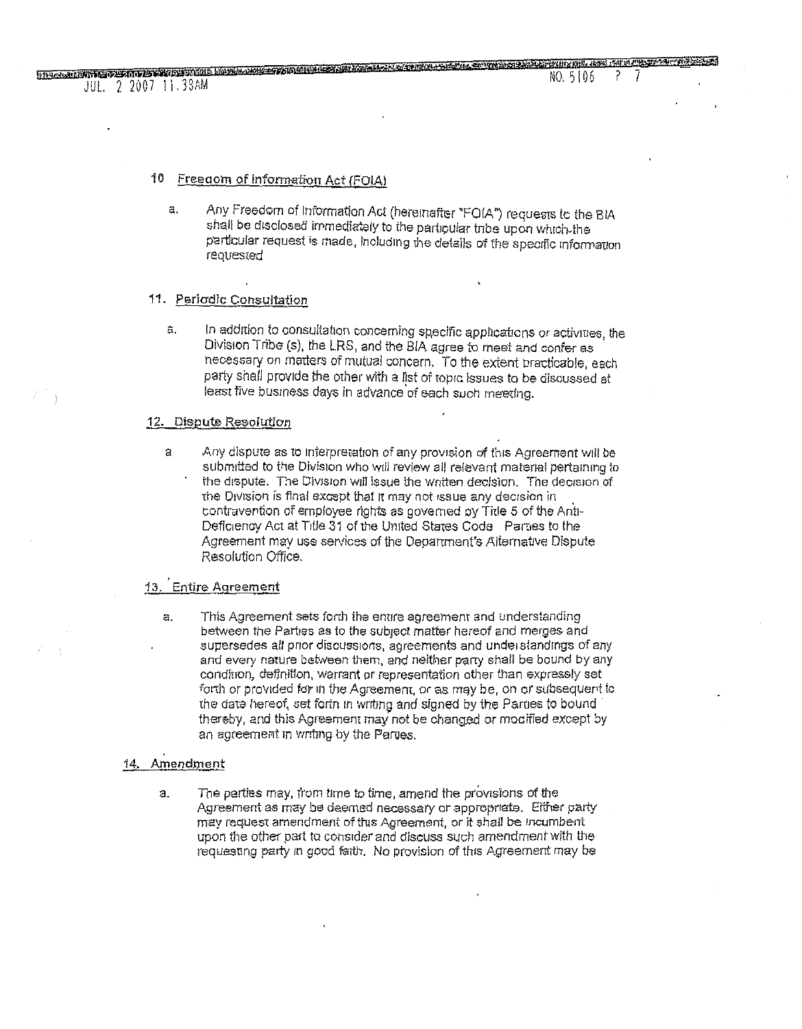## 10 Freedom of Information Act (FOIA)

a. Any Freedom of Information Act (hereinafter "FOIA") requests to the BIA shall be disclosed immediately to the particular tribe upon which the particular request is made, including the details of the specific information requested

## 11. Periodic Consultation

a. In addition to consultation concerning specific applications or activities, the Division Tribe (s), the LRS, and the BIA agree to meet and confer as necessary on matters of mutual concern. To the extent practicable, each party shall provide the other with a list of topic issues to be discussed at least five business days in advance of each such meeting.

## 12. Dispute Resolution

a Any dispute as to interpretation of any provision of this Agreement will be submitted to the Division who will review all relevant material pertaining to the dispute. The Division will issue the written decision. The decision of the Division is final except that it may not issue any decision in contravention of employee rights as governed by Title 5 of the Anti-Deficiency Act at Title 31 of the United States Code Parties to the Agreement may use services of the Department's Alternative Dispute Resolution Office.

## 13. Entire Agreement

a. This Agreement sets forth the entire agreement and understanding between the Parties as to the subject matter hereof and merges and supersedes all prior discussions, agreements and understandings of any and every nature between them, and neither party shall be bound by any condition, definition, warrant or representation other than expressly set forth or provided for in the Agreement, or as may be, on or subsequent to the date hereof, set forth in writing and signed by the Parties to bound thereby, and this Agreement may not be changed or modified except by an agreement in writing by the Parties.

## 14. Amendment

a. The parties may, from time to time, amend the provisions of the Agreement as may be deemed necessary or appropriate. Either party may request amendment of this Agreement, or it shall be incumbent upon the other part to consider and discuss such amendment with the requesting party in good faith. No provision of this Agreement may be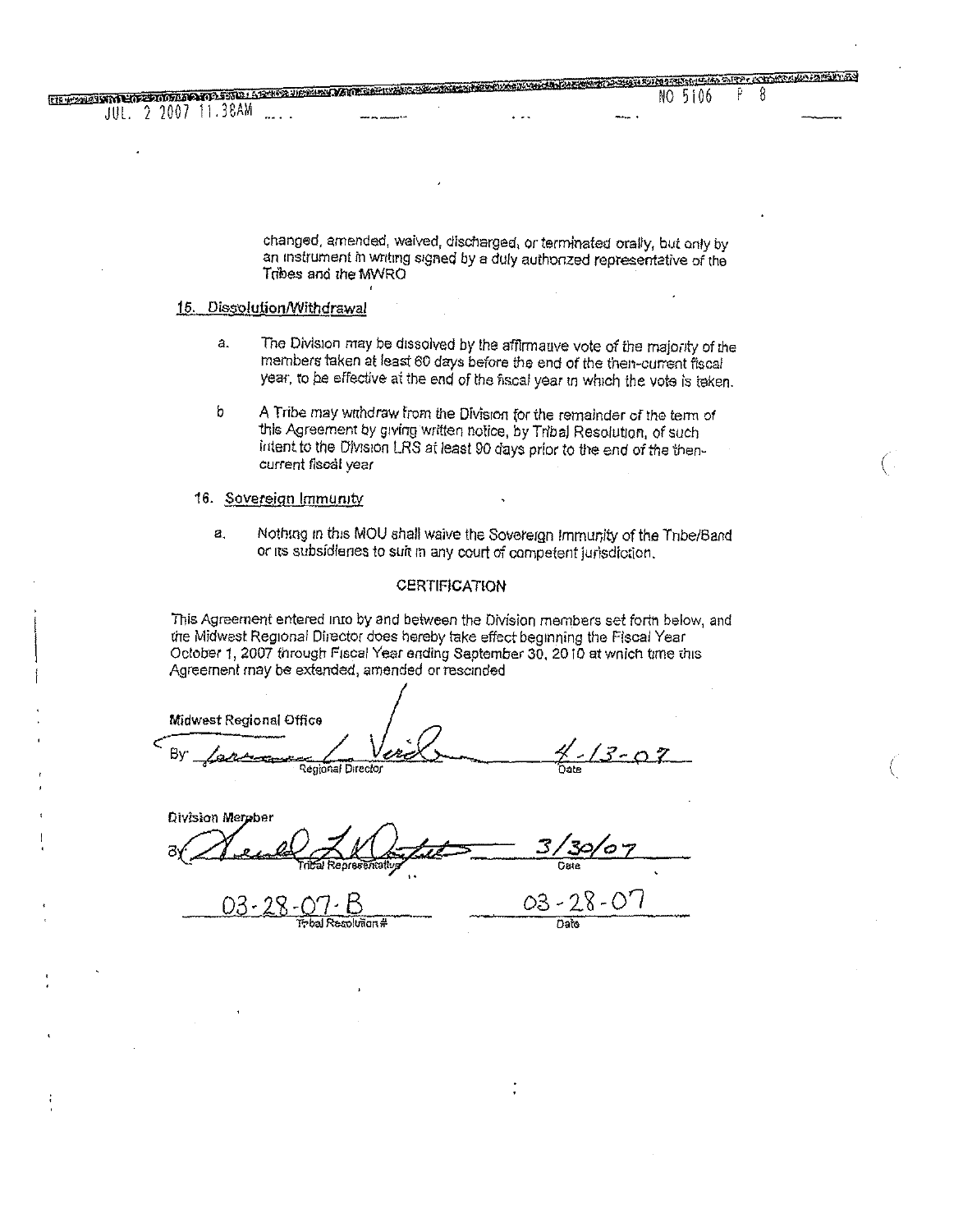changed, amended, waived, discharged, or terminated orally, but only by an instrument in writing signed by a duly authorized representative of the Tribes and the MWRO

15. Dissolution/Withdrawal

a. The Division may be dissolved by the affirmative vote of the majority of the members taken at least 60 days before the end of the then-current fiscal year, to be effective at the end of the fiscal year in which the vote is taken.

b A Tribe may withdraw from the Division for the remainder of the term of this Agreement by giving written notice, by Tribal Resolution, of such intent to the Division LRS at least 90 days prior to the end of the then-current fiscal year

16. Sovereign Immunity

a. Nothing in this MOU shall waive the Sovereign Immunity of the Tribe/Band or its subsidiaries to suit in any court of competent jurisdiction.

## CERTIFICATION

This Agreement entered into by and between the Division members set forth below, and the Midwest Regional Director does hereby take effect beginning the Fiscal Year October 1, 2007 through Fiscal Year ending September 30, 2010 at which time this Agreement may be extended, amended or rescinded

**Midwest Regional Office**

By: [signature] 4-13-07
Regional Director Date

**Division Member**

By: [signature] 3/30/07
Tribal Representative Date

03-28-07-B 03-28-07
Tribal Resolution # Date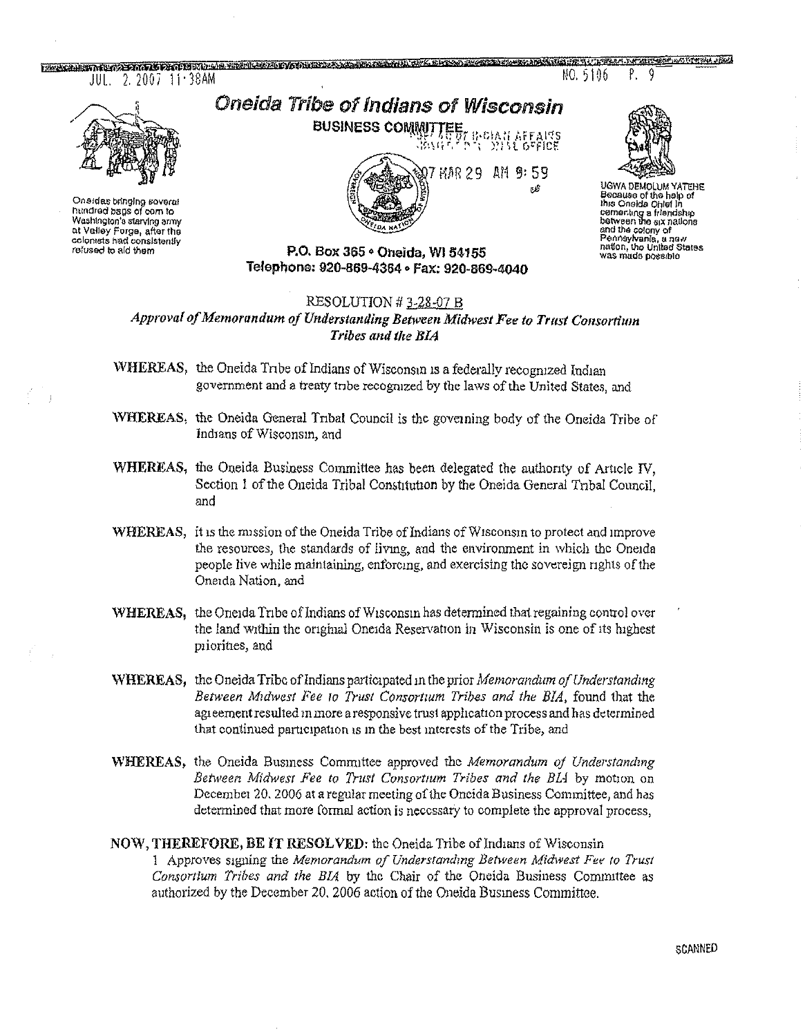# Oneida Tribe of Indians of Wisconsin

**BUSINESS COMMITTEE**

Onеidas bringing several hundred bags of corn to Washington's starving army at Valley Forge, after the colonists had consistently refused to aid them

UGWA DEMOLUM YATEHE
Because of the help of this Oneida Chief in cementing a friendship between the six nations and the colony of Pennsylvania, a new nation, the United States was made possible

**P.O. Box 365 • Oneida, WI 54155**
**Telephone: 920-869-4364 • Fax: 920-869-4040**

RESOLUTION # 3-28-07 B

*Approval of Memorandum of Understanding Between Midwest Fee to Trust Consortium Tribes and the BIA*

**WHEREAS,** the Oneida Tribe of Indians of Wisconsin is a federally recognized Indian government and a treaty tribe recognized by the laws of the United States, and

**WHEREAS,** the Oneida General Tribal Council is the governing body of the Oneida Tribe of Indians of Wisconsin, and

**WHEREAS,** the Oneida Business Committee has been delegated the authority of Article IV, Section 1 of the Oneida Tribal Constitution by the Oneida General Tribal Council, and

**WHEREAS,** it is the mission of the Oneida Tribe of Indians of Wisconsin to protect and improve the resources, the standards of living, and the environment in which the Oneida people live while maintaining, enforcing, and exercising the sovereign rights of the Oneida Nation, and

**WHEREAS,** the Oneida Tribe of Indians of Wisconsin has determined that regaining control over the land within the original Oneida Reservation in Wisconsin is one of its highest priorities, and

**WHEREAS,** the Oneida Tribe of Indians participated in the prior *Memorandum of Understanding Between Midwest Fee to Trust Consortium Tribes and the BIA*, found that the agreement resulted in more a responsive trust application process and has determined that continued participation is in the best interests of the Tribe, and

**WHEREAS,** the Oneida Business Committee approved the *Memorandum of Understanding Between Midwest Fee to Trust Consortium Tribes and the BIA* by motion on December 20, 2006 at a regular meeting of the Oneida Business Committee, and has determined that more formal action is necessary to complete the approval process,

**NOW, THEREFORE, BE IT RESOLVED:** the Oneida Tribe of Indians of Wisconsin

1 Approves signing the *Memorandum of Understanding Between Midwest Fee to Trust Consortium Tribes and the BIA* by the Chair of the Oneida Business Committee as authorized by the December 20, 2006 action of the Oneida Business Committee.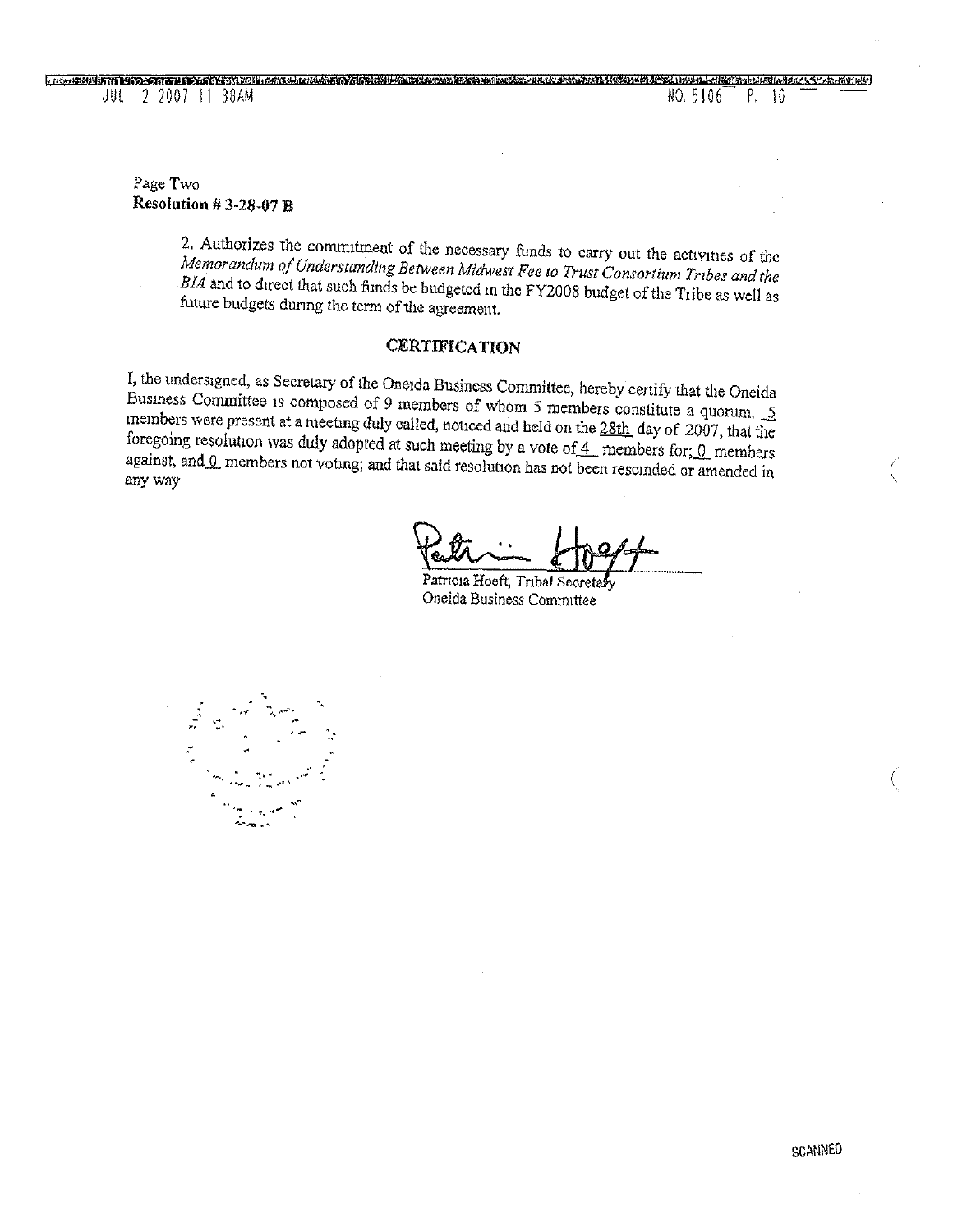Page Two
**Resolution # 3-28-07 B**

2. Authorizes the commitment of the necessary funds to carry out the activities of the *Memorandum of Understanding Between Midwest Fee to Trust Consortium Tribes and the BIA* and to direct that such funds be budgeted in the FY2008 budget of the Tribe as well as future budgets during the term of the agreement.

## CERTIFICATION

I, the undersigned, as Secretary of the Oneida Business Committee, hereby certify that the Oneida Business Committee is composed of 9 members of whom 5 members constitute a quorum. 5 members were present at a meeting duly called, noticed and held on the 28th day of 2007, that the foregoing resolution was duly adopted at such meeting by a vote of 4 members for; 0 members against, and 0 members not voting; and that said resolution has not been rescinded or amended in any way

Patricia Hoeft, Tribal Secretary
Oneida Business Committee

SCANNED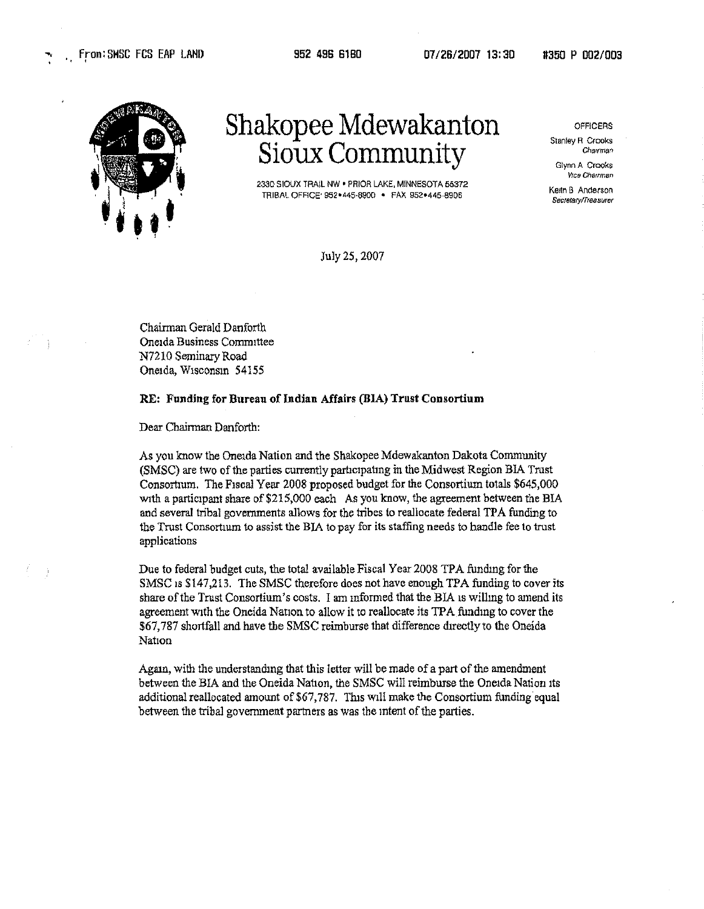# Shakopee Mdewakanton Sioux Community

2330 SIOUX TRAIL NW • PRIOR LAKE, MINNESOTA 55372
TRIBAL OFFICE: 952•445-8900 • FAX 952•445-8906

OFFICERS

Stanley R. Crooks
*Chairman*

Glynn A. Crooks
*Vice Chairman*

Keith B. Anderson
*Secretary/Treasurer*

July 25, 2007

Chairman Gerald Danforth
Oneida Business Committee
N7210 Seminary Road
Oneida, Wisconsin 54155

**RE: Funding for Bureau of Indian Affairs (BIA) Trust Consortium**

Dear Chairman Danforth:

As you know the Oneida Nation and the Shakopee Mdewakanton Dakota Community (SMSC) are two of the parties currently participating in the Midwest Region BIA Trust Consortium. The Fiscal Year 2008 proposed budget for the Consortium totals $645,000 with a participant share of $215,000 each. As you know, the agreement between the BIA and several tribal governments allows for the tribes to reallocate federal TPA funding to the Trust Consortium to assist the BIA to pay for its staffing needs to handle fee to trust applications.

Due to federal budget cuts, the total available Fiscal Year 2008 TPA funding for the SMSC is $147,213. The SMSC therefore does not have enough TPA funding to cover its share of the Trust Consortium's costs. I am informed that the BIA is willing to amend its agreement with the Oneida Nation to allow it to reallocate its TPA funding to cover the $67,787 shortfall and have the SMSC reimburse that difference directly to the Oneida Nation.

Again, with the understanding that this letter will be made of a part of the amendment between the BIA and the Oneida Nation, the SMSC will reimburse the Oneida Nation its additional reallocated amount of $67,787. This will make the Consortium funding equal between the tribal government partners as was the intent of the parties.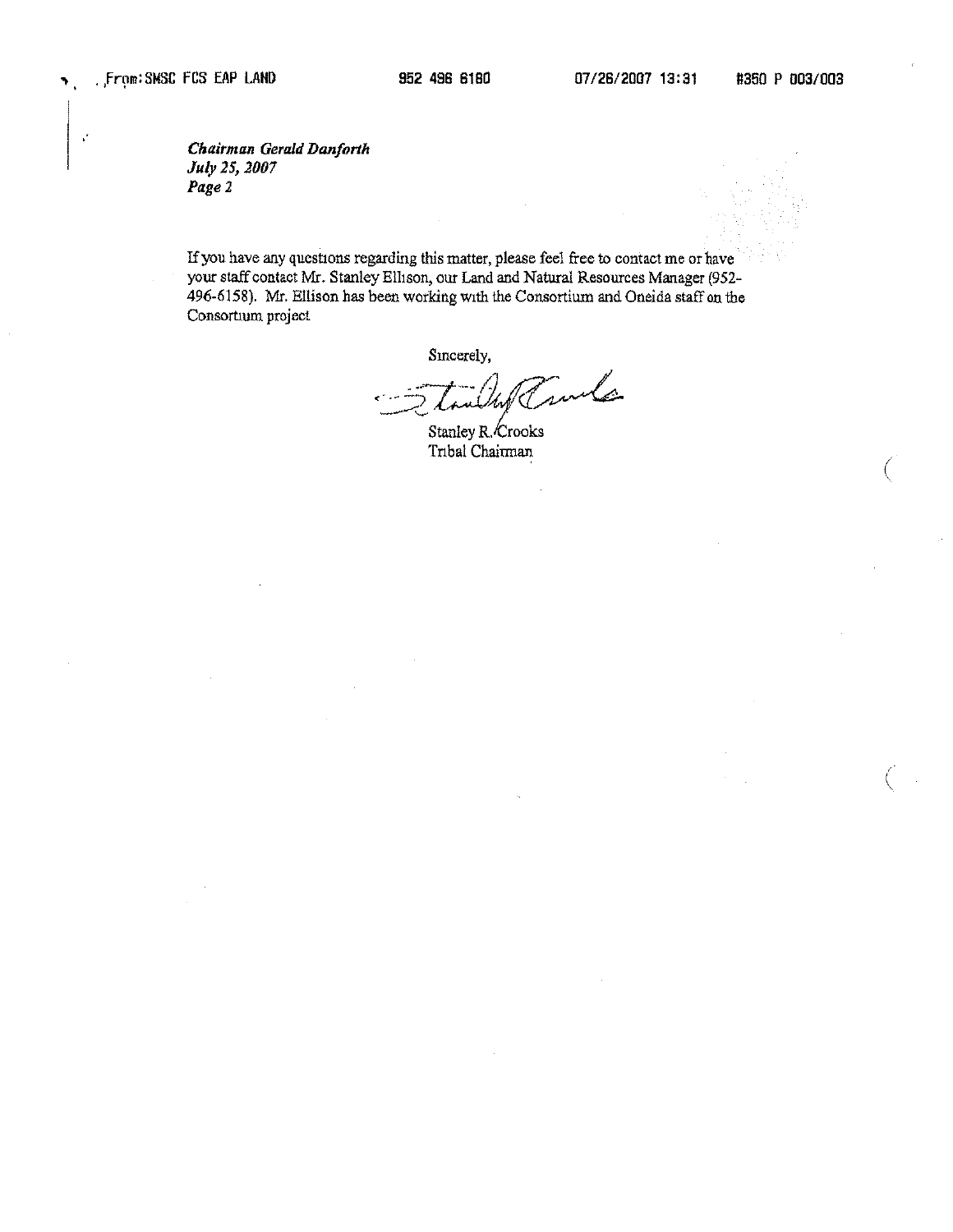*Chairman Gerald Danforth*
*July 25, 2007*
*Page 2*

If you have any questions regarding this matter, please feel free to contact me or have your staff contact Mr. Stanley Ellison, our Land and Natural Resources Manager (952-496-6158). Mr. Ellison has been working with the Consortium and Oneida staff on the Consortium project

Sincerely,

Stanley R. Crooks
Tribal Chairman